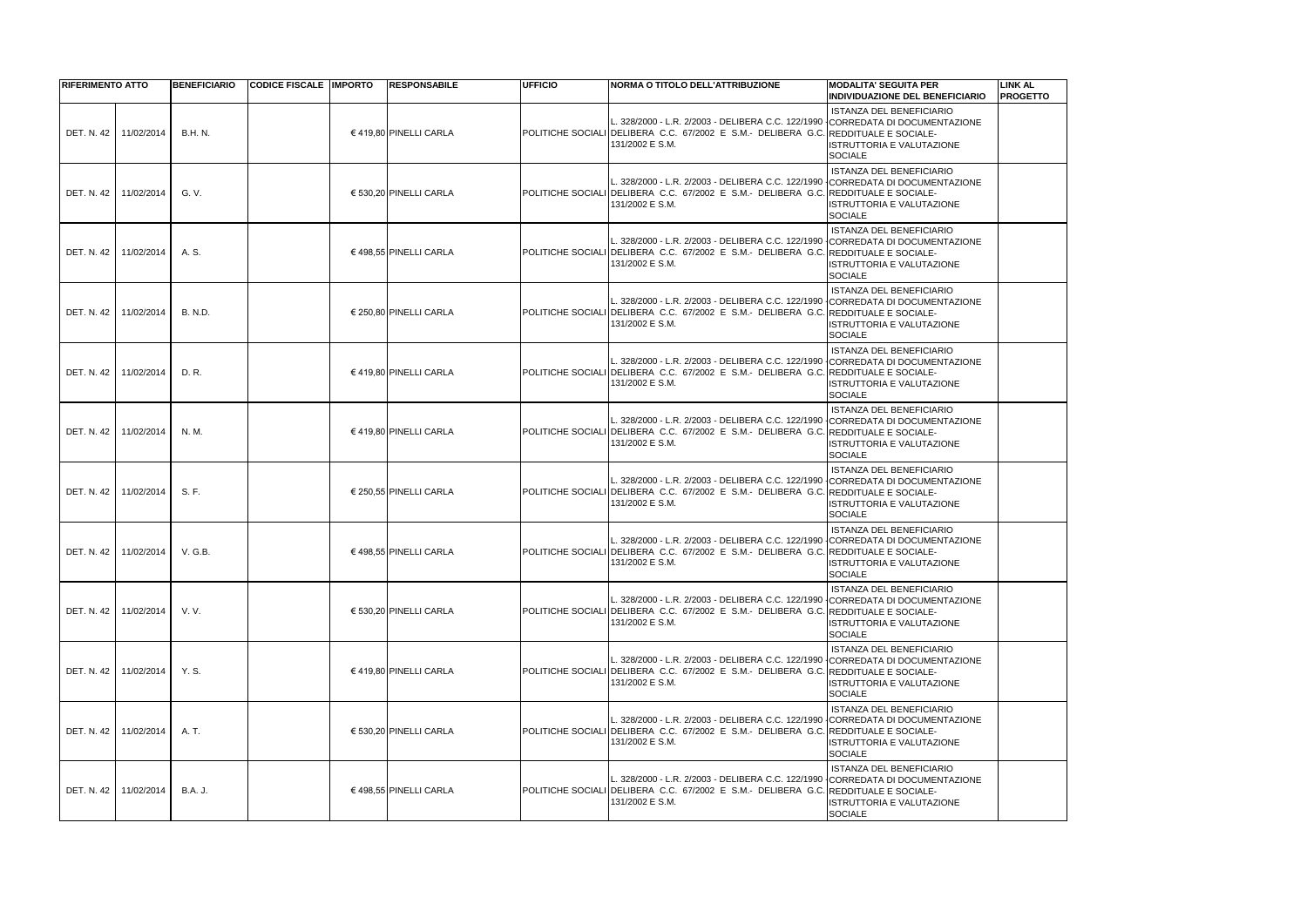| RIFERIMENTO ATTO | | BENEFICIARIO | CODICE FISCALE | IMPORTO | RESPONSABILE | UFFICIO | NORMA O TITOLO DELL'ATTRIBUZIONE | MODALITA' SEGUITA PER INDIVIDUAZIONE DEL BENEFICIARIO | LINK AL PROGETTO |
|---|---|---|---|---|---|---|---|---|---|
| DET. N. 42 | 11/02/2014 | B.H. N. | | € 419,80 | PINELLI CARLA | POLITICHE SOCIALI | L. 328/2000 - L.R. 2/2003 - DELIBERA C.C. 122/1990 - DELIBERA C.C. 67/2002 E S.M.- DELIBERA G.C. 131/2002 E S.M. | ISTANZA DEL BENEFICIARIO CORREDATA DI DOCUMENTAZIONE REDDITUALE E SOCIALE- ISTRUTTORIA E VALUTAZIONE SOCIALE | |
| DET. N. 42 | 11/02/2014 | G. V. | | € 530,20 | PINELLI CARLA | POLITICHE SOCIALI | L. 328/2000 - L.R. 2/2003 - DELIBERA C.C. 122/1990 - DELIBERA C.C. 67/2002 E S.M.- DELIBERA G.C. 131/2002 E S.M. | ISTANZA DEL BENEFICIARIO CORREDATA DI DOCUMENTAZIONE REDDITUALE E SOCIALE- ISTRUTTORIA E VALUTAZIONE SOCIALE | |
| DET. N. 42 | 11/02/2014 | A. S. | | € 498,55 | PINELLI CARLA | POLITICHE SOCIALI | L. 328/2000 - L.R. 2/2003 - DELIBERA C.C. 122/1990 - DELIBERA C.C. 67/2002 E S.M.- DELIBERA G.C. 131/2002 E S.M. | ISTANZA DEL BENEFICIARIO CORREDATA DI DOCUMENTAZIONE REDDITUALE E SOCIALE- ISTRUTTORIA E VALUTAZIONE SOCIALE | |
| DET. N. 42 | 11/02/2014 | B. N.D. | | € 250,80 | PINELLI CARLA | POLITICHE SOCIALI | L. 328/2000 - L.R. 2/2003 - DELIBERA C.C. 122/1990 - DELIBERA C.C. 67/2002 E S.M.- DELIBERA G.C. 131/2002 E S.M. | ISTANZA DEL BENEFICIARIO CORREDATA DI DOCUMENTAZIONE REDDITUALE E SOCIALE- ISTRUTTORIA E VALUTAZIONE SOCIALE | |
| DET. N. 42 | 11/02/2014 | D. R. | | € 419,80 | PINELLI CARLA | POLITICHE SOCIALI | L. 328/2000 - L.R. 2/2003 - DELIBERA C.C. 122/1990 - DELIBERA C.C. 67/2002 E S.M.- DELIBERA G.C. 131/2002 E S.M. | ISTANZA DEL BENEFICIARIO CORREDATA DI DOCUMENTAZIONE REDDITUALE E SOCIALE- ISTRUTTORIA E VALUTAZIONE SOCIALE | |
| DET. N. 42 | 11/02/2014 | N. M. | | € 419,80 | PINELLI CARLA | POLITICHE SOCIALI | L. 328/2000 - L.R. 2/2003 - DELIBERA C.C. 122/1990 - DELIBERA C.C. 67/2002 E S.M.- DELIBERA G.C. 131/2002 E S.M. | ISTANZA DEL BENEFICIARIO CORREDATA DI DOCUMENTAZIONE REDDITUALE E SOCIALE- ISTRUTTORIA E VALUTAZIONE SOCIALE | |
| DET. N. 42 | 11/02/2014 | S. F. | | € 250,55 | PINELLI CARLA | POLITICHE SOCIALI | L. 328/2000 - L.R. 2/2003 - DELIBERA C.C. 122/1990 - DELIBERA C.C. 67/2002 E S.M.- DELIBERA G.C. 131/2002 E S.M. | ISTANZA DEL BENEFICIARIO CORREDATA DI DOCUMENTAZIONE REDDITUALE E SOCIALE- ISTRUTTORIA E VALUTAZIONE SOCIALE | |
| DET. N. 42 | 11/02/2014 | V. G.B. | | € 498,55 | PINELLI CARLA | POLITICHE SOCIALI | L. 328/2000 - L.R. 2/2003 - DELIBERA C.C. 122/1990 - DELIBERA C.C. 67/2002 E S.M.- DELIBERA G.C. 131/2002 E S.M. | ISTANZA DEL BENEFICIARIO CORREDATA DI DOCUMENTAZIONE REDDITUALE E SOCIALE- ISTRUTTORIA E VALUTAZIONE SOCIALE | |
| DET. N. 42 | 11/02/2014 | V. V. | | € 530,20 | PINELLI CARLA | POLITICHE SOCIALI | L. 328/2000 - L.R. 2/2003 - DELIBERA C.C. 122/1990 - DELIBERA C.C. 67/2002 E S.M.- DELIBERA G.C. 131/2002 E S.M. | ISTANZA DEL BENEFICIARIO CORREDATA DI DOCUMENTAZIONE REDDITUALE E SOCIALE- ISTRUTTORIA E VALUTAZIONE SOCIALE | |
| DET. N. 42 | 11/02/2014 | Y. S. | | € 419,80 | PINELLI CARLA | POLITICHE SOCIALI | L. 328/2000 - L.R. 2/2003 - DELIBERA C.C. 122/1990 - DELIBERA C.C. 67/2002 E S.M.- DELIBERA G.C. 131/2002 E S.M. | ISTANZA DEL BENEFICIARIO CORREDATA DI DOCUMENTAZIONE REDDITUALE E SOCIALE- ISTRUTTORIA E VALUTAZIONE SOCIALE | |
| DET. N. 42 | 11/02/2014 | A. T. | | € 530,20 | PINELLI CARLA | POLITICHE SOCIALI | L. 328/2000 - L.R. 2/2003 - DELIBERA C.C. 122/1990 - DELIBERA C.C. 67/2002 E S.M.- DELIBERA G.C. 131/2002 E S.M. | ISTANZA DEL BENEFICIARIO CORREDATA DI DOCUMENTAZIONE REDDITUALE E SOCIALE- ISTRUTTORIA E VALUTAZIONE SOCIALE | |
| DET. N. 42 | 11/02/2014 | B.A. J. | | € 498,55 | PINELLI CARLA | POLITICHE SOCIALI | L. 328/2000 - L.R. 2/2003 - DELIBERA C.C. 122/1990 - DELIBERA C.C. 67/2002 E S.M.- DELIBERA G.C. 131/2002 E S.M. | ISTANZA DEL BENEFICIARIO CORREDATA DI DOCUMENTAZIONE REDDITUALE E SOCIALE- ISTRUTTORIA E VALUTAZIONE SOCIALE | |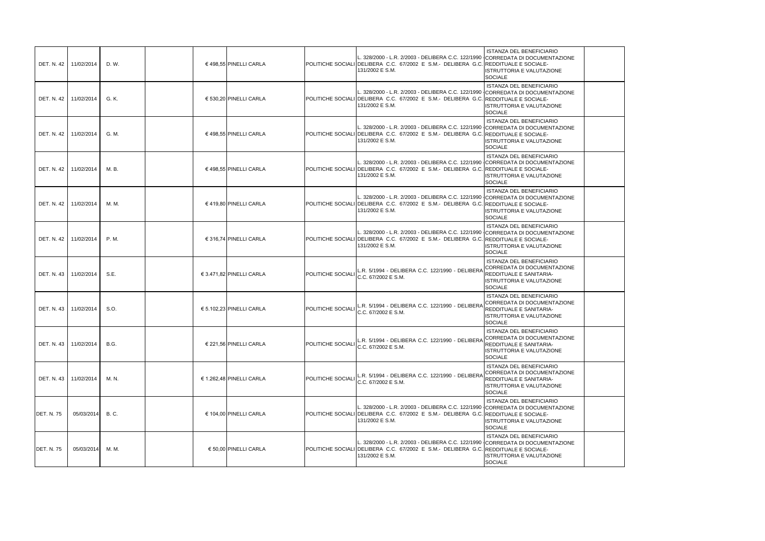| | | | | | | | | | |
|---|---|---|---|---|---|---|---|---|---|
| DET. N. 42 | 11/02/2014 | D. W. | | € 498,55 | PINELLI CARLA | POLITICHE SOCIALI | L. 328/2000 - L.R. 2/2003 - DELIBERA C.C. 122/1990 - DELIBERA C.C. 67/2002 E S.M.- DELIBERA G.C. 131/2002 E S.M. | ISTANZA DEL BENEFICIARIO CORREDATA DI DOCUMENTAZIONE REDDITUALE E SOCIALE- ISTRUTTORIA E VALUTAZIONE SOCIALE | |
| DET. N. 42 | 11/02/2014 | G. K. | | € 530,20 | PINELLI CARLA | POLITICHE SOCIALI | L. 328/2000 - L.R. 2/2003 - DELIBERA C.C. 122/1990 - DELIBERA C.C. 67/2002 E S.M.- DELIBERA G.C. 131/2002 E S.M. | ISTANZA DEL BENEFICIARIO CORREDATA DI DOCUMENTAZIONE REDDITUALE E SOCIALE- ISTRUTTORIA E VALUTAZIONE SOCIALE | |
| DET. N. 42 | 11/02/2014 | G. M. | | € 498,55 | PINELLI CARLA | POLITICHE SOCIALI | L. 328/2000 - L.R. 2/2003 - DELIBERA C.C. 122/1990 - DELIBERA C.C. 67/2002 E S.M.- DELIBERA G.C. 131/2002 E S.M. | ISTANZA DEL BENEFICIARIO CORREDATA DI DOCUMENTAZIONE REDDITUALE E SOCIALE- ISTRUTTORIA E VALUTAZIONE SOCIALE | |
| DET. N. 42 | 11/02/2014 | M. B. | | € 498,55 | PINELLI CARLA | POLITICHE SOCIALI | L. 328/2000 - L.R. 2/2003 - DELIBERA C.C. 122/1990 - DELIBERA C.C. 67/2002 E S.M.- DELIBERA G.C. 131/2002 E S.M. | ISTANZA DEL BENEFICIARIO CORREDATA DI DOCUMENTAZIONE REDDITUALE E SOCIALE- ISTRUTTORIA E VALUTAZIONE SOCIALE | |
| DET. N. 42 | 11/02/2014 | M. M. | | € 419,80 | PINELLI CARLA | POLITICHE SOCIALI | L. 328/2000 - L.R. 2/2003 - DELIBERA C.C. 122/1990 - DELIBERA C.C. 67/2002 E S.M.- DELIBERA G.C. 131/2002 E S.M. | ISTANZA DEL BENEFICIARIO CORREDATA DI DOCUMENTAZIONE REDDITUALE E SOCIALE- ISTRUTTORIA E VALUTAZIONE SOCIALE | |
| DET. N. 42 | 11/02/2014 | P. M. | | € 316,74 | PINELLI CARLA | POLITICHE SOCIALI | L. 328/2000 - L.R. 2/2003 - DELIBERA C.C. 122/1990 - DELIBERA C.C. 67/2002 E S.M.- DELIBERA G.C. 131/2002 E S.M. | ISTANZA DEL BENEFICIARIO CORREDATA DI DOCUMENTAZIONE REDDITUALE E SOCIALE- ISTRUTTORIA E VALUTAZIONE SOCIALE | |
| DET. N. 43 | 11/02/2014 | S.E. | | € 3.471,82 | PINELLI CARLA | POLITICHE SOCIALI | L.R. 5/1994 - DELIBERA C.C. 122/1990 - DELIBERA C.C. 67/2002 E S.M. | ISTANZA DEL BENEFICIARIO CORREDATA DI DOCUMENTAZIONE REDDITUALE E SANITARIA- ISTRUTTORIA E VALUTAZIONE SOCIALE | |
| DET. N. 43 | 11/02/2014 | S.O. | | € 5.102,23 | PINELLI CARLA | POLITICHE SOCIALI | L.R. 5/1994 - DELIBERA C.C. 122/1990 - DELIBERA C.C. 67/2002 E S.M. | ISTANZA DEL BENEFICIARIO CORREDATA DI DOCUMENTAZIONE REDDITUALE E SANITARIA- ISTRUTTORIA E VALUTAZIONE SOCIALE | |
| DET. N. 43 | 11/02/2014 | B.G. | | € 221,56 | PINELLI CARLA | POLITICHE SOCIALI | L.R. 5/1994 - DELIBERA C.C. 122/1990 - DELIBERA C.C. 67/2002 E S.M. | ISTANZA DEL BENEFICIARIO CORREDATA DI DOCUMENTAZIONE REDDITUALE E SANITARIA- ISTRUTTORIA E VALUTAZIONE SOCIALE | |
| DET. N. 43 | 11/02/2014 | M. N. | | € 1.262,48 | PINELLI CARLA | POLITICHE SOCIALI | L.R. 5/1994 - DELIBERA C.C. 122/1990 - DELIBERA C.C. 67/2002 E S.M. | ISTANZA DEL BENEFICIARIO CORREDATA DI DOCUMENTAZIONE REDDITUALE E SANITARIA- ISTRUTTORIA E VALUTAZIONE SOCIALE | |
| DET. N. 75 | 05/03/2014 | B. C. | | € 104,00 | PINELLI CARLA | POLITICHE SOCIALI | L. 328/2000 - L.R. 2/2003 - DELIBERA C.C. 122/1990 - DELIBERA C.C. 67/2002 E S.M.- DELIBERA G.C. 131/2002 E S.M. | ISTANZA DEL BENEFICIARIO CORREDATA DI DOCUMENTAZIONE REDDITUALE E SOCIALE- ISTRUTTORIA E VALUTAZIONE SOCIALE | |
| DET. N. 75 | 05/03/2014 | M. M. | | € 50,00 | PINELLI CARLA | POLITICHE SOCIALI | L. 328/2000 - L.R. 2/2003 - DELIBERA C.C. 122/1990 - DELIBERA C.C. 67/2002 E S.M.- DELIBERA G.C. 131/2002 E S.M. | ISTANZA DEL BENEFICIARIO CORREDATA DI DOCUMENTAZIONE REDDITUALE E SOCIALE- ISTRUTTORIA E VALUTAZIONE SOCIALE | |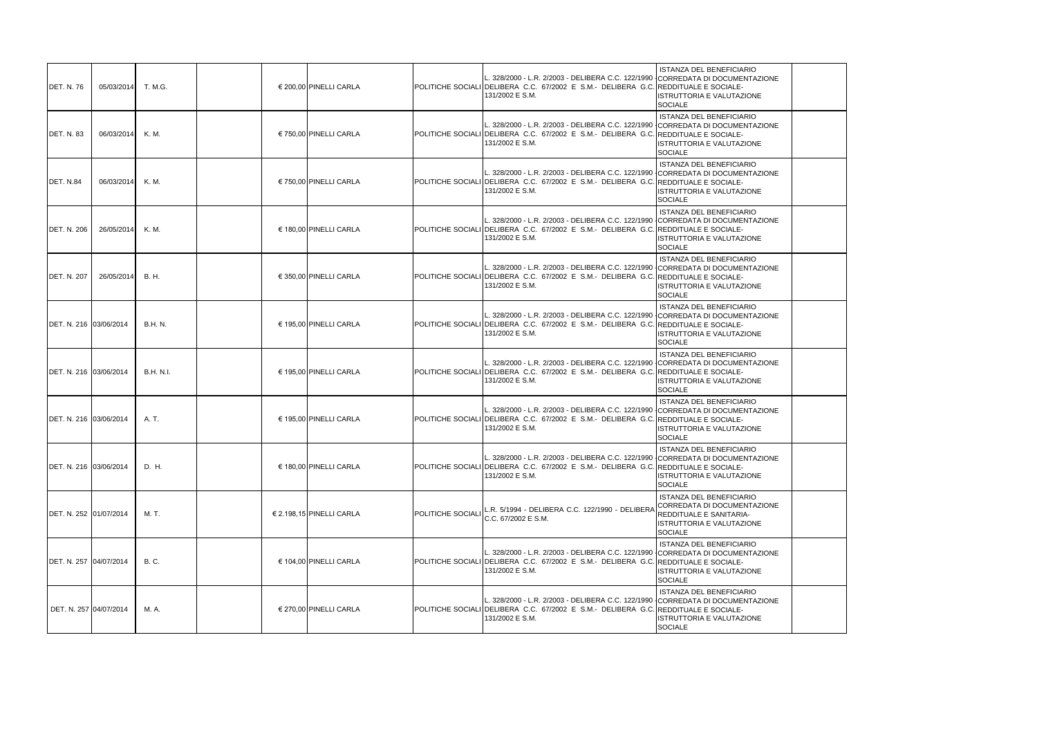| | | | | | | | | | |
|---|---|---|---|---|---|---|---|---|---|
| DET. N. 76 | 05/03/2014 | T. M.G. | | € 200,00 | PINELLI CARLA | POLITICHE SOCIALI | L. 328/2000 - L.R. 2/2003 - DELIBERA C.C. 122/1990 - DELIBERA C.C. 67/2002 E S.M.- DELIBERA G.C. 131/2002 E S.M. | ISTANZA DEL BENEFICIARIO CORREDATA DI DOCUMENTAZIONE REDDITUALE E SOCIALE-ISTRUTTORIA E VALUTAZIONE SOCIALE | |
| DET. N. 83 | 06/03/2014 | K. M. | | € 750,00 | PINELLI CARLA | POLITICHE SOCIALI | L. 328/2000 - L.R. 2/2003 - DELIBERA C.C. 122/1990 - DELIBERA C.C. 67/2002 E S.M.- DELIBERA G.C. 131/2002 E S.M. | ISTANZA DEL BENEFICIARIO CORREDATA DI DOCUMENTAZIONE REDDITUALE E SOCIALE-ISTRUTTORIA E VALUTAZIONE SOCIALE | |
| DET. N.84 | 06/03/2014 | K. M. | | € 750,00 | PINELLI CARLA | POLITICHE SOCIALI | L. 328/2000 - L.R. 2/2003 - DELIBERA C.C. 122/1990 - DELIBERA C.C. 67/2002 E S.M.- DELIBERA G.C. 131/2002 E S.M. | ISTANZA DEL BENEFICIARIO CORREDATA DI DOCUMENTAZIONE REDDITUALE E SOCIALE-ISTRUTTORIA E VALUTAZIONE SOCIALE | |
| DET. N. 206 | 26/05/2014 | K. M. | | € 180,00 | PINELLI CARLA | POLITICHE SOCIALI | L. 328/2000 - L.R. 2/2003 - DELIBERA C.C. 122/1990 - DELIBERA C.C. 67/2002 E S.M.- DELIBERA G.C. 131/2002 E S.M. | ISTANZA DEL BENEFICIARIO CORREDATA DI DOCUMENTAZIONE REDDITUALE E SOCIALE-ISTRUTTORIA E VALUTAZIONE SOCIALE | |
| DET. N. 207 | 26/05/2014 | B. H. | | € 350,00 | PINELLI CARLA | POLITICHE SOCIALI | L. 328/2000 - L.R. 2/2003 - DELIBERA C.C. 122/1990 - DELIBERA C.C. 67/2002 E S.M.- DELIBERA G.C. 131/2002 E S.M. | ISTANZA DEL BENEFICIARIO CORREDATA DI DOCUMENTAZIONE REDDITUALE E SOCIALE-ISTRUTTORIA E VALUTAZIONE SOCIALE | |
| DET. N. 216 | 03/06/2014 | B.H. N. | | € 195,00 | PINELLI CARLA | POLITICHE SOCIALI | L. 328/2000 - L.R. 2/2003 - DELIBERA C.C. 122/1990 - DELIBERA C.C. 67/2002 E S.M.- DELIBERA G.C. 131/2002 E S.M. | ISTANZA DEL BENEFICIARIO CORREDATA DI DOCUMENTAZIONE REDDITUALE E SOCIALE-ISTRUTTORIA E VALUTAZIONE SOCIALE | |
| DET. N. 216 | 03/06/2014 | B.H. N.I. | | € 195,00 | PINELLI CARLA | POLITICHE SOCIALI | L. 328/2000 - L.R. 2/2003 - DELIBERA C.C. 122/1990 - DELIBERA C.C. 67/2002 E S.M.- DELIBERA G.C. 131/2002 E S.M. | ISTANZA DEL BENEFICIARIO CORREDATA DI DOCUMENTAZIONE REDDITUALE E SOCIALE-ISTRUTTORIA E VALUTAZIONE SOCIALE | |
| DET. N. 216 | 03/06/2014 | A. T. | | € 195,00 | PINELLI CARLA | POLITICHE SOCIALI | L. 328/2000 - L.R. 2/2003 - DELIBERA C.C. 122/1990 - DELIBERA C.C. 67/2002 E S.M.- DELIBERA G.C. 131/2002 E S.M. | ISTANZA DEL BENEFICIARIO CORREDATA DI DOCUMENTAZIONE REDDITUALE E SOCIALE-ISTRUTTORIA E VALUTAZIONE SOCIALE | |
| DET. N. 216 | 03/06/2014 | D. H. | | € 180,00 | PINELLI CARLA | POLITICHE SOCIALI | L. 328/2000 - L.R. 2/2003 - DELIBERA C.C. 122/1990 - DELIBERA C.C. 67/2002 E S.M.- DELIBERA G.C. 131/2002 E S.M. | ISTANZA DEL BENEFICIARIO CORREDATA DI DOCUMENTAZIONE REDDITUALE E SOCIALE-ISTRUTTORIA E VALUTAZIONE SOCIALE | |
| DET. N. 252 | 01/07/2014 | M. T. | | € 2.198,15 | PINELLI CARLA | POLITICHE SOCIALI | L.R. 5/1994 - DELIBERA C.C. 122/1990 - DELIBERA C.C. 67/2002 E S.M. | ISTANZA DEL BENEFICIARIO CORREDATA DI DOCUMENTAZIONE REDDITUALE E SANITARIA-ISTRUTTORIA E VALUTAZIONE SOCIALE | |
| DET. N. 257 | 04/07/2014 | B. C. | | € 104,00 | PINELLI CARLA | POLITICHE SOCIALI | L. 328/2000 - L.R. 2/2003 - DELIBERA C.C. 122/1990 - DELIBERA C.C. 67/2002 E S.M.- DELIBERA G.C. 131/2002 E S.M. | ISTANZA DEL BENEFICIARIO CORREDATA DI DOCUMENTAZIONE REDDITUALE E SOCIALE-ISTRUTTORIA E VALUTAZIONE SOCIALE | |
| DET. N. 257 | 04/07/2014 | M. A. | | € 270,00 | PINELLI CARLA | POLITICHE SOCIALI | L. 328/2000 - L.R. 2/2003 - DELIBERA C.C. 122/1990 - DELIBERA C.C. 67/2002 E S.M.- DELIBERA G.C. 131/2002 E S.M. | ISTANZA DEL BENEFICIARIO CORREDATA DI DOCUMENTAZIONE REDDITUALE E SOCIALE-ISTRUTTORIA E VALUTAZIONE SOCIALE | |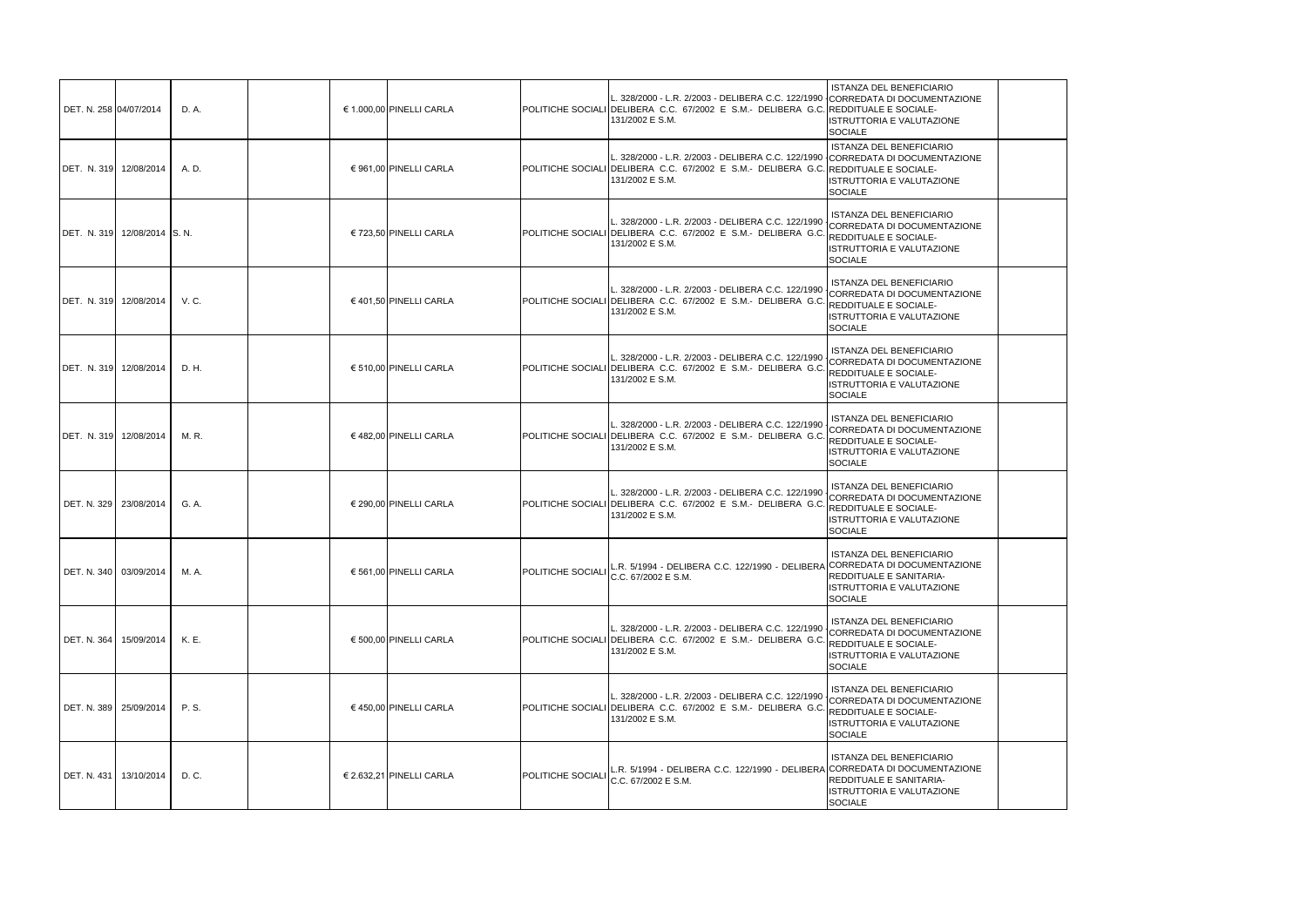| | | | | | | | | | |
|---|---|---|---|---|---|---|---|---|---|
| DET. N. 258 | 04/07/2014 | D. A. | | € 1.000,00 | PINELLI CARLA | POLITICHE SOCIALI | L. 328/2000 - L.R. 2/2003 - DELIBERA C.C. 122/1990 - DELIBERA C.C. 67/2002 E S.M.- DELIBERA G.C. 131/2002 E S.M. | ISTANZA DEL BENEFICIARIO CORREDATA DI DOCUMENTAZIONE REDDITUALE E SOCIALE-ISTRUTTORIA E VALUTAZIONE SOCIALE | |
| DET. N. 319 | 12/08/2014 | A. D. | | € 961,00 | PINELLI CARLA | POLITICHE SOCIALI | L. 328/2000 - L.R. 2/2003 - DELIBERA C.C. 122/1990 - DELIBERA C.C. 67/2002 E S.M.- DELIBERA G.C. 131/2002 E S.M. | ISTANZA DEL BENEFICIARIO CORREDATA DI DOCUMENTAZIONE REDDITUALE E SOCIALE-ISTRUTTORIA E VALUTAZIONE SOCIALE | |
| DET. N. 319 | 12/08/2014 | S. N. | | € 723,50 | PINELLI CARLA | POLITICHE SOCIALI | L. 328/2000 - L.R. 2/2003 - DELIBERA C.C. 122/1990 - DELIBERA C.C. 67/2002 E S.M.- DELIBERA G.C. 131/2002 E S.M. | ISTANZA DEL BENEFICIARIO CORREDATA DI DOCUMENTAZIONE REDDITUALE E SOCIALE-ISTRUTTORIA E VALUTAZIONE SOCIALE | |
| DET. N. 319 | 12/08/2014 | V. C. | | € 401,50 | PINELLI CARLA | POLITICHE SOCIALI | L. 328/2000 - L.R. 2/2003 - DELIBERA C.C. 122/1990 - DELIBERA C.C. 67/2002 E S.M.- DELIBERA G.C. 131/2002 E S.M. | ISTANZA DEL BENEFICIARIO CORREDATA DI DOCUMENTAZIONE REDDITUALE E SOCIALE-ISTRUTTORIA E VALUTAZIONE SOCIALE | |
| DET. N. 319 | 12/08/2014 | D. H. | | € 510,00 | PINELLI CARLA | POLITICHE SOCIALI | L. 328/2000 - L.R. 2/2003 - DELIBERA C.C. 122/1990 - DELIBERA C.C. 67/2002 E S.M.- DELIBERA G.C. 131/2002 E S.M. | ISTANZA DEL BENEFICIARIO CORREDATA DI DOCUMENTAZIONE REDDITUALE E SOCIALE-ISTRUTTORIA E VALUTAZIONE SOCIALE | |
| DET. N. 319 | 12/08/2014 | M. R. | | € 482,00 | PINELLI CARLA | POLITICHE SOCIALI | L. 328/2000 - L.R. 2/2003 - DELIBERA C.C. 122/1990 - DELIBERA C.C. 67/2002 E S.M.- DELIBERA G.C. 131/2002 E S.M. | ISTANZA DEL BENEFICIARIO CORREDATA DI DOCUMENTAZIONE REDDITUALE E SOCIALE-ISTRUTTORIA E VALUTAZIONE SOCIALE | |
| DET. N. 329 | 23/08/2014 | G. A. | | € 290,00 | PINELLI CARLA | POLITICHE SOCIALI | L. 328/2000 - L.R. 2/2003 - DELIBERA C.C. 122/1990 - DELIBERA C.C. 67/2002 E S.M.- DELIBERA G.C. 131/2002 E S.M. | ISTANZA DEL BENEFICIARIO CORREDATA DI DOCUMENTAZIONE REDDITUALE E SOCIALE-ISTRUTTORIA E VALUTAZIONE SOCIALE | |
| DET. N. 340 | 03/09/2014 | M. A. | | € 561,00 | PINELLI CARLA | POLITICHE SOCIALI | L.R. 5/1994 - DELIBERA C.C. 122/1990 - DELIBERA C.C. 67/2002 E S.M. | ISTANZA DEL BENEFICIARIO CORREDATA DI DOCUMENTAZIONE REDDITUALE E SANITARIA-ISTRUTTORIA E VALUTAZIONE SOCIALE | |
| DET. N. 364 | 15/09/2014 | K. E. | | € 500,00 | PINELLI CARLA | POLITICHE SOCIALI | L. 328/2000 - L.R. 2/2003 - DELIBERA C.C. 122/1990 - DELIBERA C.C. 67/2002 E S.M.- DELIBERA G.C. 131/2002 E S.M. | ISTANZA DEL BENEFICIARIO CORREDATA DI DOCUMENTAZIONE REDDITUALE E SOCIALE-ISTRUTTORIA E VALUTAZIONE SOCIALE | |
| DET. N. 389 | 25/09/2014 | P. S. | | € 450,00 | PINELLI CARLA | POLITICHE SOCIALI | L. 328/2000 - L.R. 2/2003 - DELIBERA C.C. 122/1990 - DELIBERA C.C. 67/2002 E S.M.- DELIBERA G.C. 131/2002 E S.M. | ISTANZA DEL BENEFICIARIO CORREDATA DI DOCUMENTAZIONE REDDITUALE E SOCIALE-ISTRUTTORIA E VALUTAZIONE SOCIALE | |
| DET. N. 431 | 13/10/2014 | D. C. | | € 2.632,21 | PINELLI CARLA | POLITICHE SOCIALI | L.R. 5/1994 - DELIBERA C.C. 122/1990 - DELIBERA C.C. 67/2002 E S.M. | ISTANZA DEL BENEFICIARIO CORREDATA DI DOCUMENTAZIONE REDDITUALE E SANITARIA-ISTRUTTORIA E VALUTAZIONE SOCIALE | |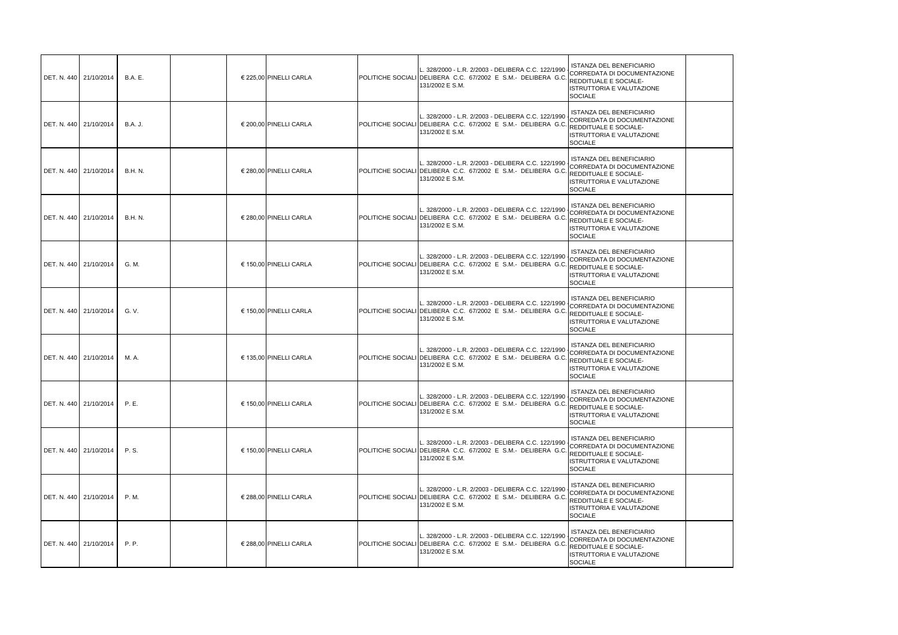| | | | | | | | | | |
|---|---|---|---|---|---|---|---|---|---|
| DET. N. 440 | 21/10/2014 | B.A. E. | | € 225,00 | PINELLI CARLA | POLITICHE SOCIALI | L. 328/2000 - L.R. 2/2003 - DELIBERA C.C. 122/1990 - DELIBERA C.C. 67/2002 E S.M.- DELIBERA G.C. 131/2002 E S.M. | ISTANZA DEL BENEFICIARIO CORREDATA DI DOCUMENTAZIONE REDDITUALE E SOCIALE- ISTRUTTORIA E VALUTAZIONE SOCIALE | |
| DET. N. 440 | 21/10/2014 | B.A. J. | | € 200,00 | PINELLI CARLA | POLITICHE SOCIALI | L. 328/2000 - L.R. 2/2003 - DELIBERA C.C. 122/1990 - DELIBERA C.C. 67/2002 E S.M.- DELIBERA G.C. 131/2002 E S.M. | ISTANZA DEL BENEFICIARIO CORREDATA DI DOCUMENTAZIONE REDDITUALE E SOCIALE- ISTRUTTORIA E VALUTAZIONE SOCIALE | |
| DET. N. 440 | 21/10/2014 | B.H. N. | | € 280,00 | PINELLI CARLA | POLITICHE SOCIALI | L. 328/2000 - L.R. 2/2003 - DELIBERA C.C. 122/1990 - DELIBERA C.C. 67/2002 E S.M.- DELIBERA G.C. 131/2002 E S.M. | ISTANZA DEL BENEFICIARIO CORREDATA DI DOCUMENTAZIONE REDDITUALE E SOCIALE- ISTRUTTORIA E VALUTAZIONE SOCIALE | |
| DET. N. 440 | 21/10/2014 | B.H. N. | | € 280,00 | PINELLI CARLA | POLITICHE SOCIALI | L. 328/2000 - L.R. 2/2003 - DELIBERA C.C. 122/1990 - DELIBERA C.C. 67/2002 E S.M.- DELIBERA G.C. 131/2002 E S.M. | ISTANZA DEL BENEFICIARIO CORREDATA DI DOCUMENTAZIONE REDDITUALE E SOCIALE- ISTRUTTORIA E VALUTAZIONE SOCIALE | |
| DET. N. 440 | 21/10/2014 | G. M. | | € 150,00 | PINELLI CARLA | POLITICHE SOCIALI | L. 328/2000 - L.R. 2/2003 - DELIBERA C.C. 122/1990 - DELIBERA C.C. 67/2002 E S.M.- DELIBERA G.C. 131/2002 E S.M. | ISTANZA DEL BENEFICIARIO CORREDATA DI DOCUMENTAZIONE REDDITUALE E SOCIALE- ISTRUTTORIA E VALUTAZIONE SOCIALE | |
| DET. N. 440 | 21/10/2014 | G. V. | | € 150,00 | PINELLI CARLA | POLITICHE SOCIALI | L. 328/2000 - L.R. 2/2003 - DELIBERA C.C. 122/1990 - DELIBERA C.C. 67/2002 E S.M.- DELIBERA G.C. 131/2002 E S.M. | ISTANZA DEL BENEFICIARIO CORREDATA DI DOCUMENTAZIONE REDDITUALE E SOCIALE- ISTRUTTORIA E VALUTAZIONE SOCIALE | |
| DET. N. 440 | 21/10/2014 | M. A. | | € 135,00 | PINELLI CARLA | POLITICHE SOCIALI | L. 328/2000 - L.R. 2/2003 - DELIBERA C.C. 122/1990 - DELIBERA C.C. 67/2002 E S.M.- DELIBERA G.C. 131/2002 E S.M. | ISTANZA DEL BENEFICIARIO CORREDATA DI DOCUMENTAZIONE REDDITUALE E SOCIALE- ISTRUTTORIA E VALUTAZIONE SOCIALE | |
| DET. N. 440 | 21/10/2014 | P. E. | | € 150,00 | PINELLI CARLA | POLITICHE SOCIALI | L. 328/2000 - L.R. 2/2003 - DELIBERA C.C. 122/1990 - DELIBERA C.C. 67/2002 E S.M.- DELIBERA G.C. 131/2002 E S.M. | ISTANZA DEL BENEFICIARIO CORREDATA DI DOCUMENTAZIONE REDDITUALE E SOCIALE- ISTRUTTORIA E VALUTAZIONE SOCIALE | |
| DET. N. 440 | 21/10/2014 | P. S. | | € 150,00 | PINELLI CARLA | POLITICHE SOCIALI | L. 328/2000 - L.R. 2/2003 - DELIBERA C.C. 122/1990 - DELIBERA C.C. 67/2002 E S.M.- DELIBERA G.C. 131/2002 E S.M. | ISTANZA DEL BENEFICIARIO CORREDATA DI DOCUMENTAZIONE REDDITUALE E SOCIALE- ISTRUTTORIA E VALUTAZIONE SOCIALE | |
| DET. N. 440 | 21/10/2014 | P. M. | | € 288,00 | PINELLI CARLA | POLITICHE SOCIALI | L. 328/2000 - L.R. 2/2003 - DELIBERA C.C. 122/1990 - DELIBERA C.C. 67/2002 E S.M.- DELIBERA G.C. 131/2002 E S.M. | ISTANZA DEL BENEFICIARIO CORREDATA DI DOCUMENTAZIONE REDDITUALE E SOCIALE- ISTRUTTORIA E VALUTAZIONE SOCIALE | |
| DET. N. 440 | 21/10/2014 | P. P. | | € 288,00 | PINELLI CARLA | POLITICHE SOCIALI | L. 328/2000 - L.R. 2/2003 - DELIBERA C.C. 122/1990 - DELIBERA C.C. 67/2002 E S.M.- DELIBERA G.C. 131/2002 E S.M. | ISTANZA DEL BENEFICIARIO CORREDATA DI DOCUMENTAZIONE REDDITUALE E SOCIALE- ISTRUTTORIA E VALUTAZIONE SOCIALE | |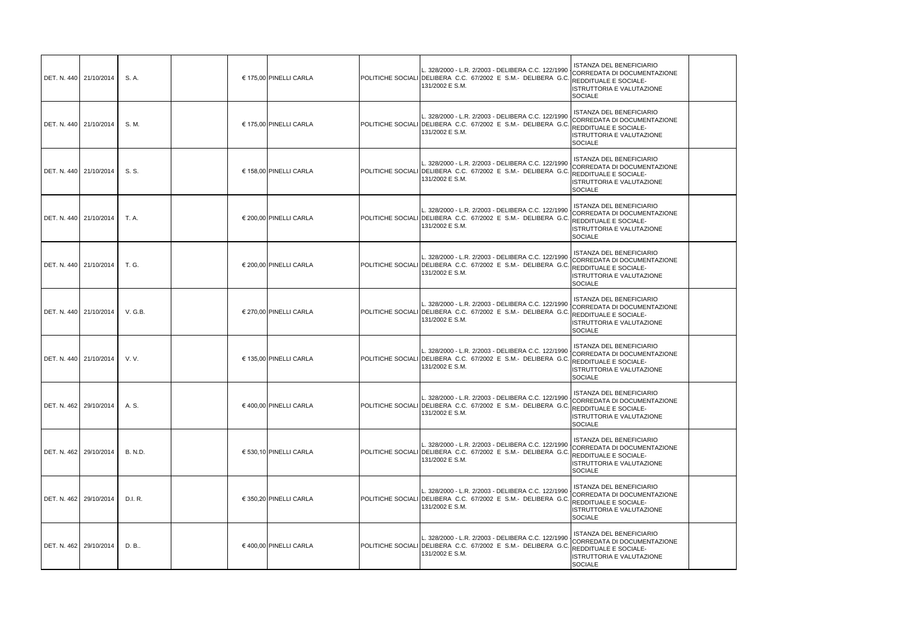| | | | | | | | | | |
|---|---|---|---|---|---|---|---|---|---|
| DET. N. 440 | 21/10/2014 | S. A. | | € 175,00 | PINELLI CARLA | POLITICHE SOCIALI | L. 328/2000 - L.R. 2/2003 - DELIBERA C.C. 122/1990 - DELIBERA C.C. 67/2002 E S.M.- DELIBERA G.C. 131/2002 E S.M. | ISTANZA DEL BENEFICIARIO CORREDATA DI DOCUMENTAZIONE REDDITUALE E SOCIALE- ISTRUTTORIA E VALUTAZIONE SOCIALE | |
| DET. N. 440 | 21/10/2014 | S. M. | | € 175,00 | PINELLI CARLA | POLITICHE SOCIALI | L. 328/2000 - L.R. 2/2003 - DELIBERA C.C. 122/1990 - DELIBERA C.C. 67/2002 E S.M.- DELIBERA G.C. 131/2002 E S.M. | ISTANZA DEL BENEFICIARIO CORREDATA DI DOCUMENTAZIONE REDDITUALE E SOCIALE- ISTRUTTORIA E VALUTAZIONE SOCIALE | |
| DET. N. 440 | 21/10/2014 | S. S. | | € 158,00 | PINELLI CARLA | POLITICHE SOCIALI | L. 328/2000 - L.R. 2/2003 - DELIBERA C.C. 122/1990 - DELIBERA C.C. 67/2002 E S.M.- DELIBERA G.C. 131/2002 E S.M. | ISTANZA DEL BENEFICIARIO CORREDATA DI DOCUMENTAZIONE REDDITUALE E SOCIALE- ISTRUTTORIA E VALUTAZIONE SOCIALE | |
| DET. N. 440 | 21/10/2014 | T. A. | | € 200,00 | PINELLI CARLA | POLITICHE SOCIALI | L. 328/2000 - L.R. 2/2003 - DELIBERA C.C. 122/1990 - DELIBERA C.C. 67/2002 E S.M.- DELIBERA G.C. 131/2002 E S.M. | ISTANZA DEL BENEFICIARIO CORREDATA DI DOCUMENTAZIONE REDDITUALE E SOCIALE- ISTRUTTORIA E VALUTAZIONE SOCIALE | |
| DET. N. 440 | 21/10/2014 | T. G. | | € 200,00 | PINELLI CARLA | POLITICHE SOCIALI | L. 328/2000 - L.R. 2/2003 - DELIBERA C.C. 122/1990 - DELIBERA C.C. 67/2002 E S.M.- DELIBERA G.C. 131/2002 E S.M. | ISTANZA DEL BENEFICIARIO CORREDATA DI DOCUMENTAZIONE REDDITUALE E SOCIALE- ISTRUTTORIA E VALUTAZIONE SOCIALE | |
| DET. N. 440 | 21/10/2014 | V. G.B. | | € 270,00 | PINELLI CARLA | POLITICHE SOCIALI | L. 328/2000 - L.R. 2/2003 - DELIBERA C.C. 122/1990 - DELIBERA C.C. 67/2002 E S.M.- DELIBERA G.C. 131/2002 E S.M. | ISTANZA DEL BENEFICIARIO CORREDATA DI DOCUMENTAZIONE REDDITUALE E SOCIALE- ISTRUTTORIA E VALUTAZIONE SOCIALE | |
| DET. N. 440 | 21/10/2014 | V. V. | | € 135,00 | PINELLI CARLA | POLITICHE SOCIALI | L. 328/2000 - L.R. 2/2003 - DELIBERA C.C. 122/1990 - DELIBERA C.C. 67/2002 E S.M.- DELIBERA G.C. 131/2002 E S.M. | ISTANZA DEL BENEFICIARIO CORREDATA DI DOCUMENTAZIONE REDDITUALE E SOCIALE- ISTRUTTORIA E VALUTAZIONE SOCIALE | |
| DET. N. 462 | 29/10/2014 | A. S. | | € 400,00 | PINELLI CARLA | POLITICHE SOCIALI | L. 328/2000 - L.R. 2/2003 - DELIBERA C.C. 122/1990 - DELIBERA C.C. 67/2002 E S.M.- DELIBERA G.C. 131/2002 E S.M. | ISTANZA DEL BENEFICIARIO CORREDATA DI DOCUMENTAZIONE REDDITUALE E SOCIALE- ISTRUTTORIA E VALUTAZIONE SOCIALE | |
| DET. N. 462 | 29/10/2014 | B. N.D. | | € 530,10 | PINELLI CARLA | POLITICHE SOCIALI | L. 328/2000 - L.R. 2/2003 - DELIBERA C.C. 122/1990 - DELIBERA C.C. 67/2002 E S.M.- DELIBERA G.C. 131/2002 E S.M. | ISTANZA DEL BENEFICIARIO CORREDATA DI DOCUMENTAZIONE REDDITUALE E SOCIALE- ISTRUTTORIA E VALUTAZIONE SOCIALE | |
| DET. N. 462 | 29/10/2014 | D.I. R. | | € 350,20 | PINELLI CARLA | POLITICHE SOCIALI | L. 328/2000 - L.R. 2/2003 - DELIBERA C.C. 122/1990 - DELIBERA C.C. 67/2002 E S.M.- DELIBERA G.C. 131/2002 E S.M. | ISTANZA DEL BENEFICIARIO CORREDATA DI DOCUMENTAZIONE REDDITUALE E SOCIALE- ISTRUTTORIA E VALUTAZIONE SOCIALE | |
| DET. N. 462 | 29/10/2014 | D. B.. | | € 400,00 | PINELLI CARLA | POLITICHE SOCIALI | L. 328/2000 - L.R. 2/2003 - DELIBERA C.C. 122/1990 - DELIBERA C.C. 67/2002 E S.M.- DELIBERA G.C. 131/2002 E S.M. | ISTANZA DEL BENEFICIARIO CORREDATA DI DOCUMENTAZIONE REDDITUALE E SOCIALE- ISTRUTTORIA E VALUTAZIONE SOCIALE | |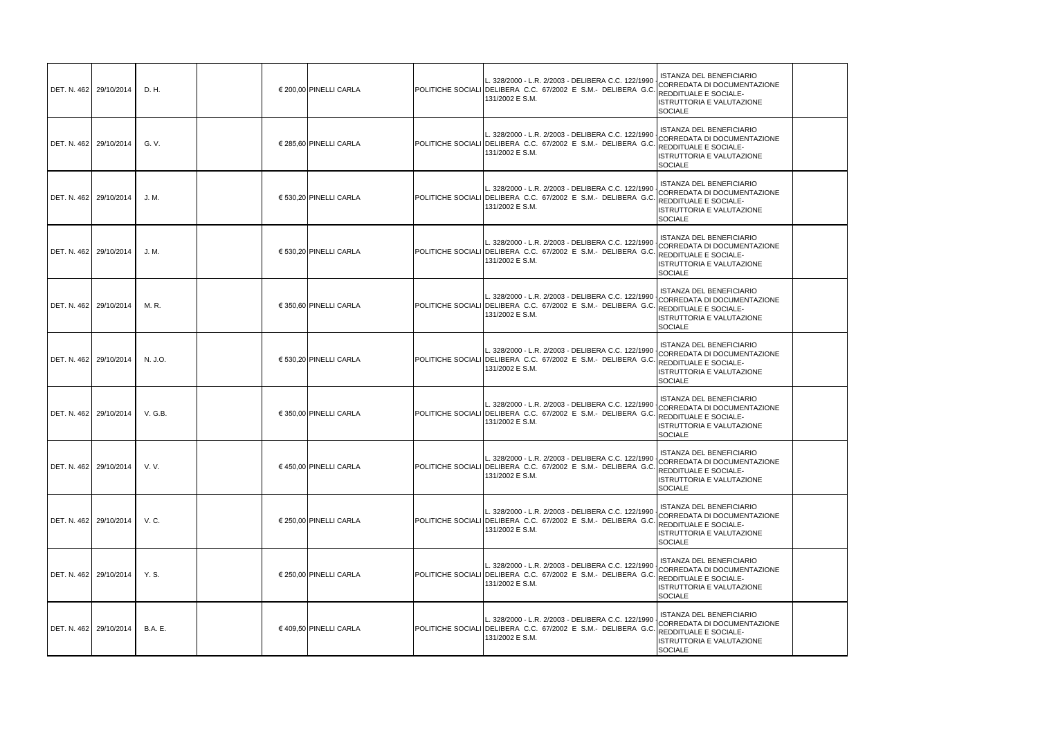| | | | | | | | | | |
|---|---|---|---|---|---|---|---|---|---|
| DET. N. 462 | 29/10/2014 | D. H. | | € 200,00 | PINELLI CARLA | POLITICHE SOCIALI | L. 328/2000 - L.R. 2/2003 - DELIBERA C.C. 122/1990 - DELIBERA C.C. 67/2002 E S.M.- DELIBERA G.C. 131/2002 E S.M. | ISTANZA DEL BENEFICIARIO CORREDATA DI DOCUMENTAZIONE REDDITUALE E SOCIALE- ISTRUTTORIA E VALUTAZIONE SOCIALE | |
| DET. N. 462 | 29/10/2014 | G. V. | | € 285,60 | PINELLI CARLA | POLITICHE SOCIALI | L. 328/2000 - L.R. 2/2003 - DELIBERA C.C. 122/1990 - DELIBERA C.C. 67/2002 E S.M.- DELIBERA G.C. 131/2002 E S.M. | ISTANZA DEL BENEFICIARIO CORREDATA DI DOCUMENTAZIONE REDDITUALE E SOCIALE- ISTRUTTORIA E VALUTAZIONE SOCIALE | |
| DET. N. 462 | 29/10/2014 | J. M. | | € 530,20 | PINELLI CARLA | POLITICHE SOCIALI | L. 328/2000 - L.R. 2/2003 - DELIBERA C.C. 122/1990 - DELIBERA C.C. 67/2002 E S.M.- DELIBERA G.C. 131/2002 E S.M. | ISTANZA DEL BENEFICIARIO CORREDATA DI DOCUMENTAZIONE REDDITUALE E SOCIALE- ISTRUTTORIA E VALUTAZIONE SOCIALE | |
| DET. N. 462 | 29/10/2014 | J. M. | | € 530,20 | PINELLI CARLA | POLITICHE SOCIALI | L. 328/2000 - L.R. 2/2003 - DELIBERA C.C. 122/1990 - DELIBERA C.C. 67/2002 E S.M.- DELIBERA G.C. 131/2002 E S.M. | ISTANZA DEL BENEFICIARIO CORREDATA DI DOCUMENTAZIONE REDDITUALE E SOCIALE- ISTRUTTORIA E VALUTAZIONE SOCIALE | |
| DET. N. 462 | 29/10/2014 | M. R. | | € 350,60 | PINELLI CARLA | POLITICHE SOCIALI | L. 328/2000 - L.R. 2/2003 - DELIBERA C.C. 122/1990 - DELIBERA C.C. 67/2002 E S.M.- DELIBERA G.C. 131/2002 E S.M. | ISTANZA DEL BENEFICIARIO CORREDATA DI DOCUMENTAZIONE REDDITUALE E SOCIALE- ISTRUTTORIA E VALUTAZIONE SOCIALE | |
| DET. N. 462 | 29/10/2014 | N. J.O. | | € 530,20 | PINELLI CARLA | POLITICHE SOCIALI | L. 328/2000 - L.R. 2/2003 - DELIBERA C.C. 122/1990 - DELIBERA C.C. 67/2002 E S.M.- DELIBERA G.C. 131/2002 E S.M. | ISTANZA DEL BENEFICIARIO CORREDATA DI DOCUMENTAZIONE REDDITUALE E SOCIALE- ISTRUTTORIA E VALUTAZIONE SOCIALE | |
| DET. N. 462 | 29/10/2014 | V. G.B. | | € 350,00 | PINELLI CARLA | POLITICHE SOCIALI | L. 328/2000 - L.R. 2/2003 - DELIBERA C.C. 122/1990 - DELIBERA C.C. 67/2002 E S.M.- DELIBERA G.C. 131/2002 E S.M. | ISTANZA DEL BENEFICIARIO CORREDATA DI DOCUMENTAZIONE REDDITUALE E SOCIALE- ISTRUTTORIA E VALUTAZIONE SOCIALE | |
| DET. N. 462 | 29/10/2014 | V. V. | | € 450,00 | PINELLI CARLA | POLITICHE SOCIALI | L. 328/2000 - L.R. 2/2003 - DELIBERA C.C. 122/1990 - DELIBERA C.C. 67/2002 E S.M.- DELIBERA G.C. 131/2002 E S.M. | ISTANZA DEL BENEFICIARIO CORREDATA DI DOCUMENTAZIONE REDDITUALE E SOCIALE- ISTRUTTORIA E VALUTAZIONE SOCIALE | |
| DET. N. 462 | 29/10/2014 | V. C. | | € 250,00 | PINELLI CARLA | POLITICHE SOCIALI | L. 328/2000 - L.R. 2/2003 - DELIBERA C.C. 122/1990 - DELIBERA C.C. 67/2002 E S.M.- DELIBERA G.C. 131/2002 E S.M. | ISTANZA DEL BENEFICIARIO CORREDATA DI DOCUMENTAZIONE REDDITUALE E SOCIALE- ISTRUTTORIA E VALUTAZIONE SOCIALE | |
| DET. N. 462 | 29/10/2014 | Y. S. | | € 250,00 | PINELLI CARLA | POLITICHE SOCIALI | L. 328/2000 - L.R. 2/2003 - DELIBERA C.C. 122/1990 - DELIBERA C.C. 67/2002 E S.M.- DELIBERA G.C. 131/2002 E S.M. | ISTANZA DEL BENEFICIARIO CORREDATA DI DOCUMENTAZIONE REDDITUALE E SOCIALE- ISTRUTTORIA E VALUTAZIONE SOCIALE | |
| DET. N. 462 | 29/10/2014 | B.A. E. | | € 409,50 | PINELLI CARLA | POLITICHE SOCIALI | L. 328/2000 - L.R. 2/2003 - DELIBERA C.C. 122/1990 - DELIBERA C.C. 67/2002 E S.M.- DELIBERA G.C. 131/2002 E S.M. | ISTANZA DEL BENEFICIARIO CORREDATA DI DOCUMENTAZIONE REDDITUALE E SOCIALE- ISTRUTTORIA E VALUTAZIONE SOCIALE | |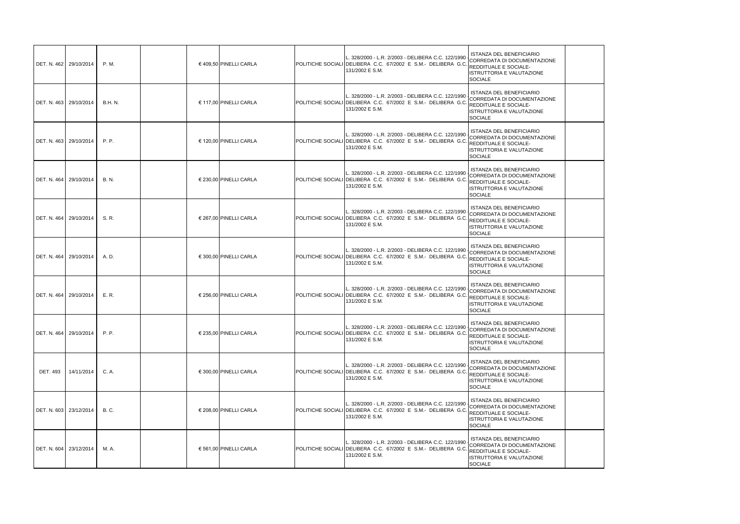| | | | | | | | | | |
|---|---|---|---|---|---|---|---|---|---|
| DET. N. 462 | 29/10/2014 | P. M. | | € 409,50 | PINELLI CARLA | POLITICHE SOCIALI | L. 328/2000 - L.R. 2/2003 - DELIBERA C.C. 122/1990 - DELIBERA C.C. 67/2002 E S.M.- DELIBERA G.C. 131/2002 E S.M. | ISTANZA DEL BENEFICIARIO CORREDATA DI DOCUMENTAZIONE REDDITUALE E SOCIALE- ISTRUTTORIA E VALUTAZIONE SOCIALE | |
| DET. N. 463 | 29/10/2014 | B.H. N. | | € 117,00 | PINELLI CARLA | POLITICHE SOCIALI | L. 328/2000 - L.R. 2/2003 - DELIBERA C.C. 122/1990 - DELIBERA C.C. 67/2002 E S.M.- DELIBERA G.C. 131/2002 E S.M. | ISTANZA DEL BENEFICIARIO CORREDATA DI DOCUMENTAZIONE REDDITUALE E SOCIALE- ISTRUTTORIA E VALUTAZIONE SOCIALE | |
| DET. N. 463 | 29/10/2014 | P. P. | | € 120,00 | PINELLI CARLA | POLITICHE SOCIALI | L. 328/2000 - L.R. 2/2003 - DELIBERA C.C. 122/1990 - DELIBERA C.C. 67/2002 E S.M.- DELIBERA G.C. 131/2002 E S.M. | ISTANZA DEL BENEFICIARIO CORREDATA DI DOCUMENTAZIONE REDDITUALE E SOCIALE- ISTRUTTORIA E VALUTAZIONE SOCIALE | |
| DET. N. 464 | 29/10/2014 | B. N. | | € 230,00 | PINELLI CARLA | POLITICHE SOCIALI | L. 328/2000 - L.R. 2/2003 - DELIBERA C.C. 122/1990 - DELIBERA C.C. 67/2002 E S.M.- DELIBERA G.C. 131/2002 E S.M. | ISTANZA DEL BENEFICIARIO CORREDATA DI DOCUMENTAZIONE REDDITUALE E SOCIALE- ISTRUTTORIA E VALUTAZIONE SOCIALE | |
| DET. N. 464 | 29/10/2014 | S. R. | | € 267,00 | PINELLI CARLA | POLITICHE SOCIALI | L. 328/2000 - L.R. 2/2003 - DELIBERA C.C. 122/1990 - DELIBERA C.C. 67/2002 E S.M.- DELIBERA G.C. 131/2002 E S.M. | ISTANZA DEL BENEFICIARIO CORREDATA DI DOCUMENTAZIONE REDDITUALE E SOCIALE- ISTRUTTORIA E VALUTAZIONE SOCIALE | |
| DET. N. 464 | 29/10/2014 | A. D. | | € 300,00 | PINELLI CARLA | POLITICHE SOCIALI | L. 328/2000 - L.R. 2/2003 - DELIBERA C.C. 122/1990 - DELIBERA C.C. 67/2002 E S.M.- DELIBERA G.C. 131/2002 E S.M. | ISTANZA DEL BENEFICIARIO CORREDATA DI DOCUMENTAZIONE REDDITUALE E SOCIALE- ISTRUTTORIA E VALUTAZIONE SOCIALE | |
| DET. N. 464 | 29/10/2014 | E. R. | | € 256,00 | PINELLI CARLA | POLITICHE SOCIALI | L. 328/2000 - L.R. 2/2003 - DELIBERA C.C. 122/1990 - DELIBERA C.C. 67/2002 E S.M.- DELIBERA G.C. 131/2002 E S.M. | ISTANZA DEL BENEFICIARIO CORREDATA DI DOCUMENTAZIONE REDDITUALE E SOCIALE- ISTRUTTORIA E VALUTAZIONE SOCIALE | |
| DET. N. 464 | 29/10/2014 | P. P. | | € 235,00 | PINELLI CARLA | POLITICHE SOCIALI | L. 328/2000 - L.R. 2/2003 - DELIBERA C.C. 122/1990 - DELIBERA C.C. 67/2002 E S.M.- DELIBERA G.C. 131/2002 E S.M. | ISTANZA DEL BENEFICIARIO CORREDATA DI DOCUMENTAZIONE REDDITUALE E SOCIALE- ISTRUTTORIA E VALUTAZIONE SOCIALE | |
| DET. 493 | 14/11/2014 | C. A. | | € 300,00 | PINELLI CARLA | POLITICHE SOCIALI | L. 328/2000 - L.R. 2/2003 - DELIBERA C.C. 122/1990 - DELIBERA C.C. 67/2002 E S.M.- DELIBERA G.C. 131/2002 E S.M. | ISTANZA DEL BENEFICIARIO CORREDATA DI DOCUMENTAZIONE REDDITUALE E SOCIALE- ISTRUTTORIA E VALUTAZIONE SOCIALE | |
| DET. N. 603 | 23/12/2014 | B. C. | | € 208,00 | PINELLI CARLA | POLITICHE SOCIALI | L. 328/2000 - L.R. 2/2003 - DELIBERA C.C. 122/1990 - DELIBERA C.C. 67/2002 E S.M.- DELIBERA G.C. 131/2002 E S.M. | ISTANZA DEL BENEFICIARIO CORREDATA DI DOCUMENTAZIONE REDDITUALE E SOCIALE- ISTRUTTORIA E VALUTAZIONE SOCIALE | |
| DET. N. 604 | 23/12/2014 | M. A. | | € 561,00 | PINELLI CARLA | POLITICHE SOCIALI | L. 328/2000 - L.R. 2/2003 - DELIBERA C.C. 122/1990 - DELIBERA C.C. 67/2002 E S.M.- DELIBERA G.C. 131/2002 E S.M. | ISTANZA DEL BENEFICIARIO CORREDATA DI DOCUMENTAZIONE REDDITUALE E SOCIALE- ISTRUTTORIA E VALUTAZIONE SOCIALE | |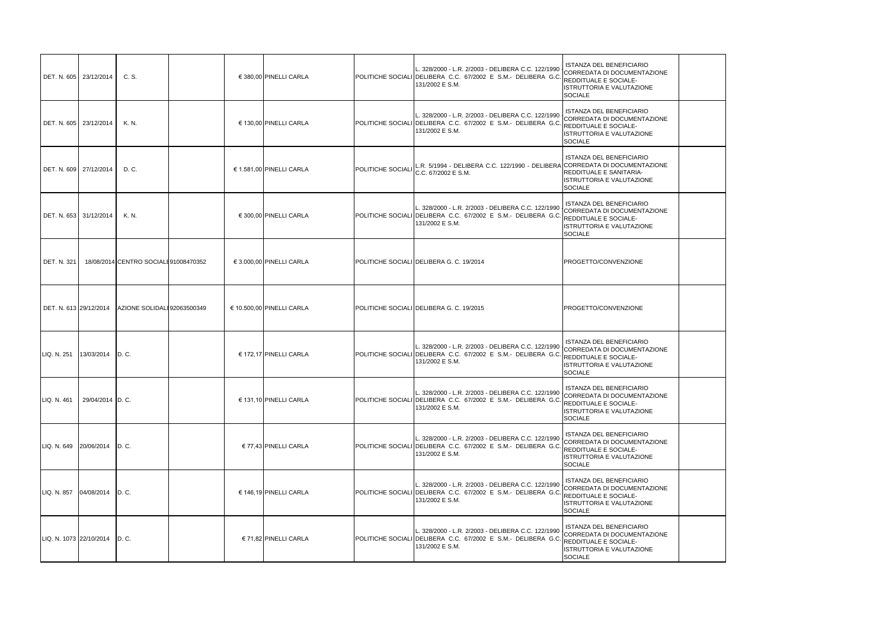| | | | | | | | | | |
|---|---|---|---|---|---|---|---|---|---|
| DET. N. 605 | 23/12/2014 | C. S. | | € 380,00 | PINELLI CARLA | POLITICHE SOCIALI | L. 328/2000 - L.R. 2/2003 - DELIBERA C.C. 122/1990 - DELIBERA C.C. 67/2002 E S.M.- DELIBERA G.C. 131/2002 E S.M. | ISTANZA DEL BENEFICIARIO CORREDATA DI DOCUMENTAZIONE REDDITUALE E SOCIALE- ISTRUTTORIA E VALUTAZIONE SOCIALE | |
| DET. N. 605 | 23/12/2014 | K. N. | | € 130,00 | PINELLI CARLA | POLITICHE SOCIALI | L. 328/2000 - L.R. 2/2003 - DELIBERA C.C. 122/1990 - DELIBERA C.C. 67/2002 E S.M.- DELIBERA G.C. 131/2002 E S.M. | ISTANZA DEL BENEFICIARIO CORREDATA DI DOCUMENTAZIONE REDDITUALE E SOCIALE- ISTRUTTORIA E VALUTAZIONE SOCIALE | |
| DET. N. 609 | 27/12/2014 | D. C. | | € 1.581,00 | PINELLI CARLA | POLITICHE SOCIALI | L.R. 5/1994 - DELIBERA C.C. 122/1990 - DELIBERA C.C. 67/2002 E S.M. | ISTANZA DEL BENEFICIARIO CORREDATA DI DOCUMENTAZIONE REDDITUALE E SANITARIA- ISTRUTTORIA E VALUTAZIONE SOCIALE | |
| DET. N. 653 | 31/12/2014 | K. N. | | € 300,00 | PINELLI CARLA | POLITICHE SOCIALI | L. 328/2000 - L.R. 2/2003 - DELIBERA C.C. 122/1990 - DELIBERA C.C. 67/2002 E S.M.- DELIBERA G.C. 131/2002 E S.M. | ISTANZA DEL BENEFICIARIO CORREDATA DI DOCUMENTAZIONE REDDITUALE E SOCIALE- ISTRUTTORIA E VALUTAZIONE SOCIALE | |
| DET. N. 321 | 18/08/2014 | CENTRO SOCIALE | 91008470352 | € 3.000,00 | PINELLI CARLA | POLITICHE SOCIALI | DELIBERA G. C. 19/2014 | PROGETTO/CONVENZIONE | |
| DET. N. 613 | 29/12/2014 | AZIONE SOLIDALE | 92063500349 | € 10.500,00 | PINELLI CARLA | POLITICHE SOCIALI | DELIBERA G. C. 19/2015 | PROGETTO/CONVENZIONE | |
| LIQ. N. 251 | 13/03/2014 | D. C. | | € 172,17 | PINELLI CARLA | POLITICHE SOCIALI | L. 328/2000 - L.R. 2/2003 - DELIBERA C.C. 122/1990 - DELIBERA C.C. 67/2002 E S.M.- DELIBERA G.C. 131/2002 E S.M. | ISTANZA DEL BENEFICIARIO CORREDATA DI DOCUMENTAZIONE REDDITUALE E SOCIALE- ISTRUTTORIA E VALUTAZIONE SOCIALE | |
| LIQ. N. 461 | 29/04/2014 | D. C. | | € 131,10 | PINELLI CARLA | POLITICHE SOCIALI | L. 328/2000 - L.R. 2/2003 - DELIBERA C.C. 122/1990 - DELIBERA C.C. 67/2002 E S.M.- DELIBERA G.C. 131/2002 E S.M. | ISTANZA DEL BENEFICIARIO CORREDATA DI DOCUMENTAZIONE REDDITUALE E SOCIALE- ISTRUTTORIA E VALUTAZIONE SOCIALE | |
| LIQ. N. 649 | 20/06/2014 | D. C. | | € 77,43 | PINELLI CARLA | POLITICHE SOCIALI | L. 328/2000 - L.R. 2/2003 - DELIBERA C.C. 122/1990 - DELIBERA C.C. 67/2002 E S.M.- DELIBERA G.C. 131/2002 E S.M. | ISTANZA DEL BENEFICIARIO CORREDATA DI DOCUMENTAZIONE REDDITUALE E SOCIALE- ISTRUTTORIA E VALUTAZIONE SOCIALE | |
| LIQ. N. 857 | 04/08/2014 | D. C. | | € 146,19 | PINELLI CARLA | POLITICHE SOCIALI | L. 328/2000 - L.R. 2/2003 - DELIBERA C.C. 122/1990 - DELIBERA C.C. 67/2002 E S.M.- DELIBERA G.C. 131/2002 E S.M. | ISTANZA DEL BENEFICIARIO CORREDATA DI DOCUMENTAZIONE REDDITUALE E SOCIALE- ISTRUTTORIA E VALUTAZIONE SOCIALE | |
| LIQ. N. 1073 | 22/10/2014 | D. C. | | € 71,82 | PINELLI CARLA | POLITICHE SOCIALI | L. 328/2000 - L.R. 2/2003 - DELIBERA C.C. 122/1990 - DELIBERA C.C. 67/2002 E S.M.- DELIBERA G.C. 131/2002 E S.M. | ISTANZA DEL BENEFICIARIO CORREDATA DI DOCUMENTAZIONE REDDITUALE E SOCIALE- ISTRUTTORIA E VALUTAZIONE SOCIALE | |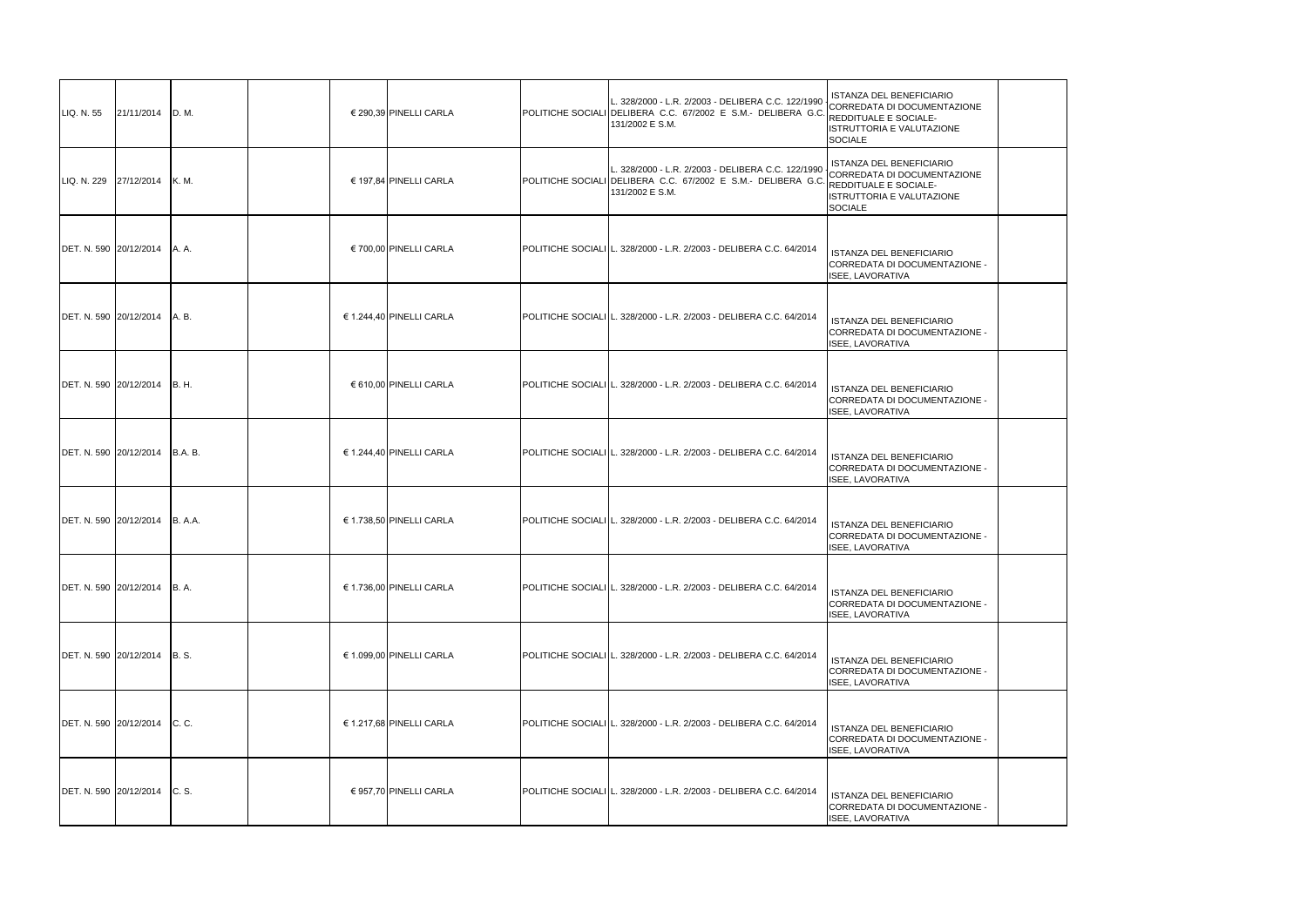| LIQ. N. 55 | 21/11/2014 | D. M. | | € 290,39 | PINELLI CARLA | POLITICHE SOCIALI | L. 328/2000 - L.R. 2/2003 - DELIBERA C.C. 122/1990 - DELIBERA C.C. 67/2002 E S.M.- DELIBERA G.C. 131/2002 E S.M. | ISTANZA DEL BENEFICIARIO CORREDATA DI DOCUMENTAZIONE REDDITUALE E SOCIALE- ISTRUTTORIA E VALUTAZIONE SOCIALE | |
|---|---|---|---|---|---|---|---|---|---|
| LIQ. N. 229 | 27/12/2014 | K. M. | | € 197,84 | PINELLI CARLA | POLITICHE SOCIALI | L. 328/2000 - L.R. 2/2003 - DELIBERA C.C. 122/1990 - DELIBERA C.C. 67/2002 E S.M.- DELIBERA G.C. 131/2002 E S.M. | ISTANZA DEL BENEFICIARIO CORREDATA DI DOCUMENTAZIONE REDDITUALE E SOCIALE- ISTRUTTORIA E VALUTAZIONE SOCIALE | |
| DET. N. 590 | 20/12/2014 | A. A. | | € 700,00 | PINELLI CARLA | POLITICHE SOCIALI | L. 328/2000 - L.R. 2/2003 - DELIBERA C.C. 64/2014 | ISTANZA DEL BENEFICIARIO CORREDATA DI DOCUMENTAZIONE - ISEE, LAVORATIVA | |
| DET. N. 590 | 20/12/2014 | A. B. | | € 1.244,40 | PINELLI CARLA | POLITICHE SOCIALI | L. 328/2000 - L.R. 2/2003 - DELIBERA C.C. 64/2014 | ISTANZA DEL BENEFICIARIO CORREDATA DI DOCUMENTAZIONE - ISEE, LAVORATIVA | |
| DET. N. 590 | 20/12/2014 | B. H. | | € 610,00 | PINELLI CARLA | POLITICHE SOCIALI | L. 328/2000 - L.R. 2/2003 - DELIBERA C.C. 64/2014 | ISTANZA DEL BENEFICIARIO CORREDATA DI DOCUMENTAZIONE - ISEE, LAVORATIVA | |
| DET. N. 590 | 20/12/2014 | B.A. B. | | € 1.244,40 | PINELLI CARLA | POLITICHE SOCIALI | L. 328/2000 - L.R. 2/2003 - DELIBERA C.C. 64/2014 | ISTANZA DEL BENEFICIARIO CORREDATA DI DOCUMENTAZIONE - ISEE, LAVORATIVA | |
| DET. N. 590 | 20/12/2014 | B. A.A. | | € 1.738,50 | PINELLI CARLA | POLITICHE SOCIALI | L. 328/2000 - L.R. 2/2003 - DELIBERA C.C. 64/2014 | ISTANZA DEL BENEFICIARIO CORREDATA DI DOCUMENTAZIONE - ISEE, LAVORATIVA | |
| DET. N. 590 | 20/12/2014 | B. A. | | € 1.736,00 | PINELLI CARLA | POLITICHE SOCIALI | L. 328/2000 - L.R. 2/2003 - DELIBERA C.C. 64/2014 | ISTANZA DEL BENEFICIARIO CORREDATA DI DOCUMENTAZIONE - ISEE, LAVORATIVA | |
| DET. N. 590 | 20/12/2014 | B. S. | | € 1.099,00 | PINELLI CARLA | POLITICHE SOCIALI | L. 328/2000 - L.R. 2/2003 - DELIBERA C.C. 64/2014 | ISTANZA DEL BENEFICIARIO CORREDATA DI DOCUMENTAZIONE - ISEE, LAVORATIVA | |
| DET. N. 590 | 20/12/2014 | C. C. | | € 1.217,68 | PINELLI CARLA | POLITICHE SOCIALI | L. 328/2000 - L.R. 2/2003 - DELIBERA C.C. 64/2014 | ISTANZA DEL BENEFICIARIO CORREDATA DI DOCUMENTAZIONE - ISEE, LAVORATIVA | |
| DET. N. 590 | 20/12/2014 | C. S. | | € 957,70 | PINELLI CARLA | POLITICHE SOCIALI | L. 328/2000 - L.R. 2/2003 - DELIBERA C.C. 64/2014 | ISTANZA DEL BENEFICIARIO CORREDATA DI DOCUMENTAZIONE - ISEE, LAVORATIVA | |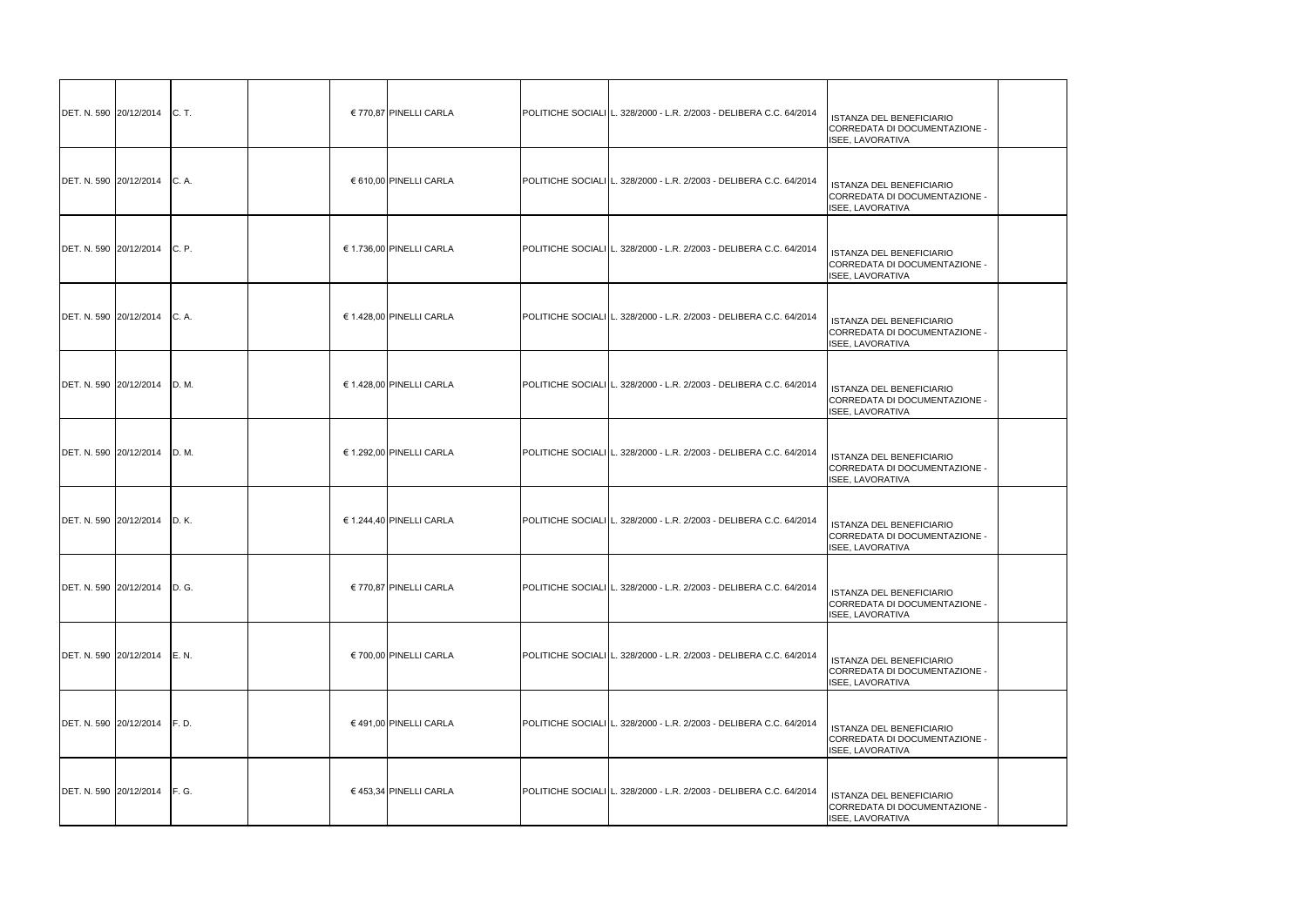| | | | | | | | | | |
|---|---|---|---|---|---|---|---|---|---|
| DET. N. 590 | 20/12/2014 | C. T. | | € 770,87 | PINELLI CARLA | POLITICHE SOCIALI | L. 328/2000 - L.R. 2/2003 - DELIBERA C.C. 64/2014 | ISTANZA DEL BENEFICIARIO CORREDATA DI DOCUMENTAZIONE - ISEE, LAVORATIVA | |
| DET. N. 590 | 20/12/2014 | C. A. | | € 610,00 | PINELLI CARLA | POLITICHE SOCIALI | L. 328/2000 - L.R. 2/2003 - DELIBERA C.C. 64/2014 | ISTANZA DEL BENEFICIARIO CORREDATA DI DOCUMENTAZIONE - ISEE, LAVORATIVA | |
| DET. N. 590 | 20/12/2014 | C. P. | | € 1.736,00 | PINELLI CARLA | POLITICHE SOCIALI | L. 328/2000 - L.R. 2/2003 - DELIBERA C.C. 64/2014 | ISTANZA DEL BENEFICIARIO CORREDATA DI DOCUMENTAZIONE - ISEE, LAVORATIVA | |
| DET. N. 590 | 20/12/2014 | C. A. | | € 1.428,00 | PINELLI CARLA | POLITICHE SOCIALI | L. 328/2000 - L.R. 2/2003 - DELIBERA C.C. 64/2014 | ISTANZA DEL BENEFICIARIO CORREDATA DI DOCUMENTAZIONE - ISEE, LAVORATIVA | |
| DET. N. 590 | 20/12/2014 | D. M. | | € 1.428,00 | PINELLI CARLA | POLITICHE SOCIALI | L. 328/2000 - L.R. 2/2003 - DELIBERA C.C. 64/2014 | ISTANZA DEL BENEFICIARIO CORREDATA DI DOCUMENTAZIONE - ISEE, LAVORATIVA | |
| DET. N. 590 | 20/12/2014 | D. M. | | € 1.292,00 | PINELLI CARLA | POLITICHE SOCIALI | L. 328/2000 - L.R. 2/2003 - DELIBERA C.C. 64/2014 | ISTANZA DEL BENEFICIARIO CORREDATA DI DOCUMENTAZIONE - ISEE, LAVORATIVA | |
| DET. N. 590 | 20/12/2014 | D. K. | | € 1.244,40 | PINELLI CARLA | POLITICHE SOCIALI | L. 328/2000 - L.R. 2/2003 - DELIBERA C.C. 64/2014 | ISTANZA DEL BENEFICIARIO CORREDATA DI DOCUMENTAZIONE - ISEE, LAVORATIVA | |
| DET. N. 590 | 20/12/2014 | D. G. | | € 770,87 | PINELLI CARLA | POLITICHE SOCIALI | L. 328/2000 - L.R. 2/2003 - DELIBERA C.C. 64/2014 | ISTANZA DEL BENEFICIARIO CORREDATA DI DOCUMENTAZIONE - ISEE, LAVORATIVA | |
| DET. N. 590 | 20/12/2014 | E. N. | | € 700,00 | PINELLI CARLA | POLITICHE SOCIALI | L. 328/2000 - L.R. 2/2003 - DELIBERA C.C. 64/2014 | ISTANZA DEL BENEFICIARIO CORREDATA DI DOCUMENTAZIONE - ISEE, LAVORATIVA | |
| DET. N. 590 | 20/12/2014 | F. D. | | € 491,00 | PINELLI CARLA | POLITICHE SOCIALI | L. 328/2000 - L.R. 2/2003 - DELIBERA C.C. 64/2014 | ISTANZA DEL BENEFICIARIO CORREDATA DI DOCUMENTAZIONE - ISEE, LAVORATIVA | |
| DET. N. 590 | 20/12/2014 | F. G. | | € 453,34 | PINELLI CARLA | POLITICHE SOCIALI | L. 328/2000 - L.R. 2/2003 - DELIBERA C.C. 64/2014 | ISTANZA DEL BENEFICIARIO CORREDATA DI DOCUMENTAZIONE - ISEE, LAVORATIVA | |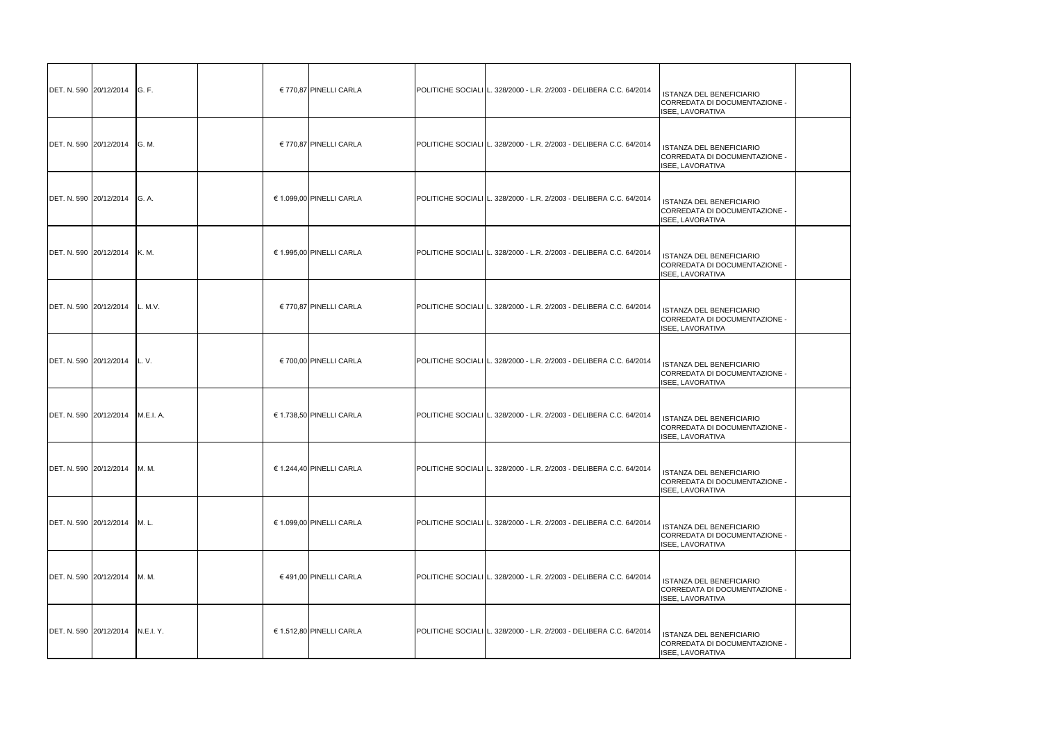| | | | | | | | | | |
|---|---|---|---|---|---|---|---|---|---|
| DET. N. 590 | 20/12/2014 | G. F. | | € 770,87 | PINELLI CARLA | POLITICHE SOCIALI | L. 328/2000 - L.R. 2/2003 - DELIBERA C.C. 64/2014 | ISTANZA DEL BENEFICIARIO CORREDATA DI DOCUMENTAZIONE - ISEE, LAVORATIVA | |
| DET. N. 590 | 20/12/2014 | G. M. | | € 770,87 | PINELLI CARLA | POLITICHE SOCIALI | L. 328/2000 - L.R. 2/2003 - DELIBERA C.C. 64/2014 | ISTANZA DEL BENEFICIARIO CORREDATA DI DOCUMENTAZIONE - ISEE, LAVORATIVA | |
| DET. N. 590 | 20/12/2014 | G. A. | | € 1.099,00 | PINELLI CARLA | POLITICHE SOCIALI | L. 328/2000 - L.R. 2/2003 - DELIBERA C.C. 64/2014 | ISTANZA DEL BENEFICIARIO CORREDATA DI DOCUMENTAZIONE - ISEE, LAVORATIVA | |
| DET. N. 590 | 20/12/2014 | K. M. | | € 1.995,00 | PINELLI CARLA | POLITICHE SOCIALI | L. 328/2000 - L.R. 2/2003 - DELIBERA C.C. 64/2014 | ISTANZA DEL BENEFICIARIO CORREDATA DI DOCUMENTAZIONE - ISEE, LAVORATIVA | |
| DET. N. 590 | 20/12/2014 | L. M.V. | | € 770,87 | PINELLI CARLA | POLITICHE SOCIALI | L. 328/2000 - L.R. 2/2003 - DELIBERA C.C. 64/2014 | ISTANZA DEL BENEFICIARIO CORREDATA DI DOCUMENTAZIONE - ISEE, LAVORATIVA | |
| DET. N. 590 | 20/12/2014 | L. V. | | € 700,00 | PINELLI CARLA | POLITICHE SOCIALI | L. 328/2000 - L.R. 2/2003 - DELIBERA C.C. 64/2014 | ISTANZA DEL BENEFICIARIO CORREDATA DI DOCUMENTAZIONE - ISEE, LAVORATIVA | |
| DET. N. 590 | 20/12/2014 | M.E.I. A. | | € 1.738,50 | PINELLI CARLA | POLITICHE SOCIALI | L. 328/2000 - L.R. 2/2003 - DELIBERA C.C. 64/2014 | ISTANZA DEL BENEFICIARIO CORREDATA DI DOCUMENTAZIONE - ISEE, LAVORATIVA | |
| DET. N. 590 | 20/12/2014 | M. M. | | € 1.244,40 | PINELLI CARLA | POLITICHE SOCIALI | L. 328/2000 - L.R. 2/2003 - DELIBERA C.C. 64/2014 | ISTANZA DEL BENEFICIARIO CORREDATA DI DOCUMENTAZIONE - ISEE, LAVORATIVA | |
| DET. N. 590 | 20/12/2014 | M. L. | | € 1.099,00 | PINELLI CARLA | POLITICHE SOCIALI | L. 328/2000 - L.R. 2/2003 - DELIBERA C.C. 64/2014 | ISTANZA DEL BENEFICIARIO CORREDATA DI DOCUMENTAZIONE - ISEE, LAVORATIVA | |
| DET. N. 590 | 20/12/2014 | M. M. | | € 491,00 | PINELLI CARLA | POLITICHE SOCIALI | L. 328/2000 - L.R. 2/2003 - DELIBERA C.C. 64/2014 | ISTANZA DEL BENEFICIARIO CORREDATA DI DOCUMENTAZIONE - ISEE, LAVORATIVA | |
| DET. N. 590 | 20/12/2014 | N.E.I. Y. | | € 1.512,80 | PINELLI CARLA | POLITICHE SOCIALI | L. 328/2000 - L.R. 2/2003 - DELIBERA C.C. 64/2014 | ISTANZA DEL BENEFICIARIO CORREDATA DI DOCUMENTAZIONE - ISEE, LAVORATIVA | |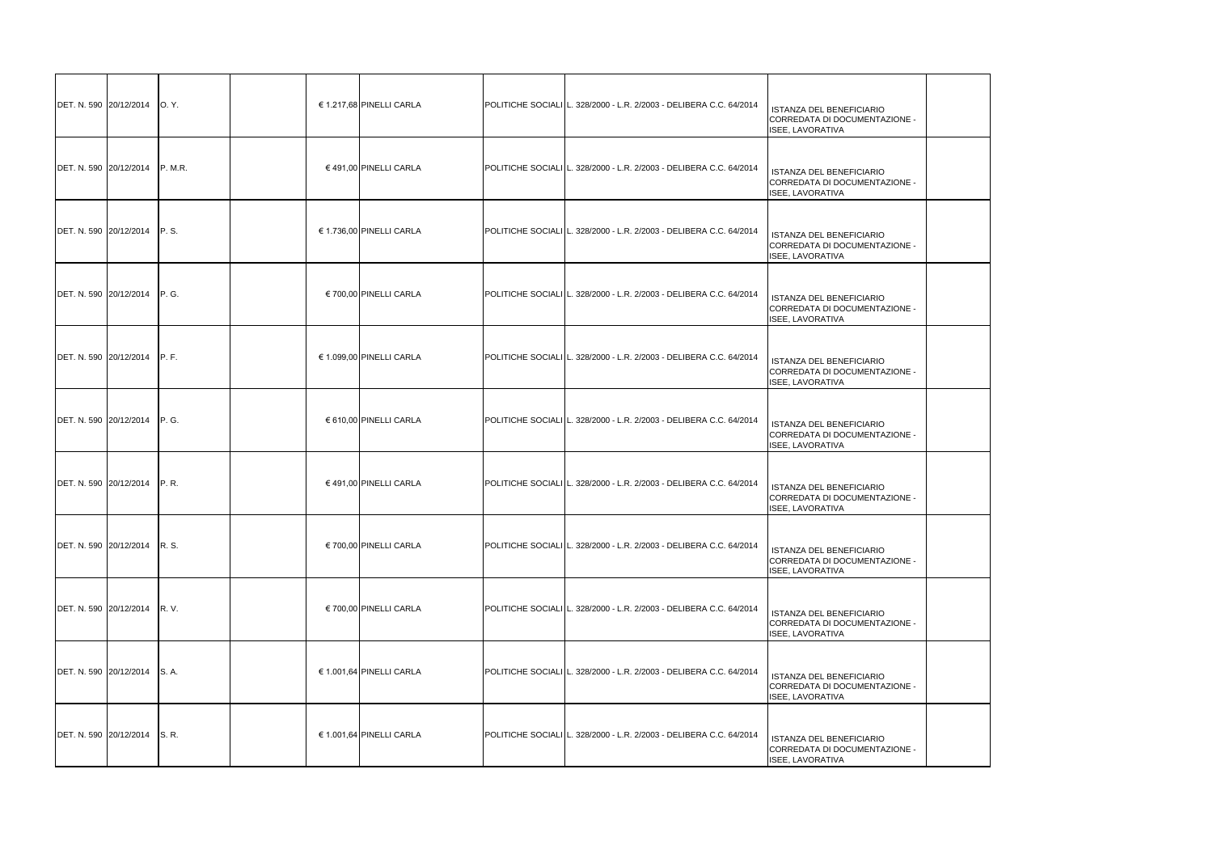| | | | | | | | | | |
|---|---|---|---|---|---|---|---|---|---|
| DET. N. 590 | 20/12/2014 | O. Y. | | € 1.217,68 | PINELLI CARLA | POLITICHE SOCIALI | L. 328/2000 - L.R. 2/2003 - DELIBERA C.C. 64/2014 | ISTANZA DEL BENEFICIARIO CORREDATA DI DOCUMENTAZIONE - ISEE, LAVORATIVA | |
| DET. N. 590 | 20/12/2014 | P. M.R. | | € 491,00 | PINELLI CARLA | POLITICHE SOCIALI | L. 328/2000 - L.R. 2/2003 - DELIBERA C.C. 64/2014 | ISTANZA DEL BENEFICIARIO CORREDATA DI DOCUMENTAZIONE - ISEE, LAVORATIVA | |
| DET. N. 590 | 20/12/2014 | P. S. | | € 1.736,00 | PINELLI CARLA | POLITICHE SOCIALI | L. 328/2000 - L.R. 2/2003 - DELIBERA C.C. 64/2014 | ISTANZA DEL BENEFICIARIO CORREDATA DI DOCUMENTAZIONE - ISEE, LAVORATIVA | |
| DET. N. 590 | 20/12/2014 | P. G. | | € 700,00 | PINELLI CARLA | POLITICHE SOCIALI | L. 328/2000 - L.R. 2/2003 - DELIBERA C.C. 64/2014 | ISTANZA DEL BENEFICIARIO CORREDATA DI DOCUMENTAZIONE - ISEE, LAVORATIVA | |
| DET. N. 590 | 20/12/2014 | P. F. | | € 1.099,00 | PINELLI CARLA | POLITICHE SOCIALI | L. 328/2000 - L.R. 2/2003 - DELIBERA C.C. 64/2014 | ISTANZA DEL BENEFICIARIO CORREDATA DI DOCUMENTAZIONE - ISEE, LAVORATIVA | |
| DET. N. 590 | 20/12/2014 | P. G. | | € 610,00 | PINELLI CARLA | POLITICHE SOCIALI | L. 328/2000 - L.R. 2/2003 - DELIBERA C.C. 64/2014 | ISTANZA DEL BENEFICIARIO CORREDATA DI DOCUMENTAZIONE - ISEE, LAVORATIVA | |
| DET. N. 590 | 20/12/2014 | P. R. | | € 491,00 | PINELLI CARLA | POLITICHE SOCIALI | L. 328/2000 - L.R. 2/2003 - DELIBERA C.C. 64/2014 | ISTANZA DEL BENEFICIARIO CORREDATA DI DOCUMENTAZIONE - ISEE, LAVORATIVA | |
| DET. N. 590 | 20/12/2014 | R. S. | | € 700,00 | PINELLI CARLA | POLITICHE SOCIALI | L. 328/2000 - L.R. 2/2003 - DELIBERA C.C. 64/2014 | ISTANZA DEL BENEFICIARIO CORREDATA DI DOCUMENTAZIONE - ISEE, LAVORATIVA | |
| DET. N. 590 | 20/12/2014 | R. V. | | € 700,00 | PINELLI CARLA | POLITICHE SOCIALI | L. 328/2000 - L.R. 2/2003 - DELIBERA C.C. 64/2014 | ISTANZA DEL BENEFICIARIO CORREDATA DI DOCUMENTAZIONE - ISEE, LAVORATIVA | |
| DET. N. 590 | 20/12/2014 | S. A. | | € 1.001,64 | PINELLI CARLA | POLITICHE SOCIALI | L. 328/2000 - L.R. 2/2003 - DELIBERA C.C. 64/2014 | ISTANZA DEL BENEFICIARIO CORREDATA DI DOCUMENTAZIONE - ISEE, LAVORATIVA | |
| DET. N. 590 | 20/12/2014 | S. R. | | € 1.001,64 | PINELLI CARLA | POLITICHE SOCIALI | L. 328/2000 - L.R. 2/2003 - DELIBERA C.C. 64/2014 | ISTANZA DEL BENEFICIARIO CORREDATA DI DOCUMENTAZIONE - ISEE, LAVORATIVA | |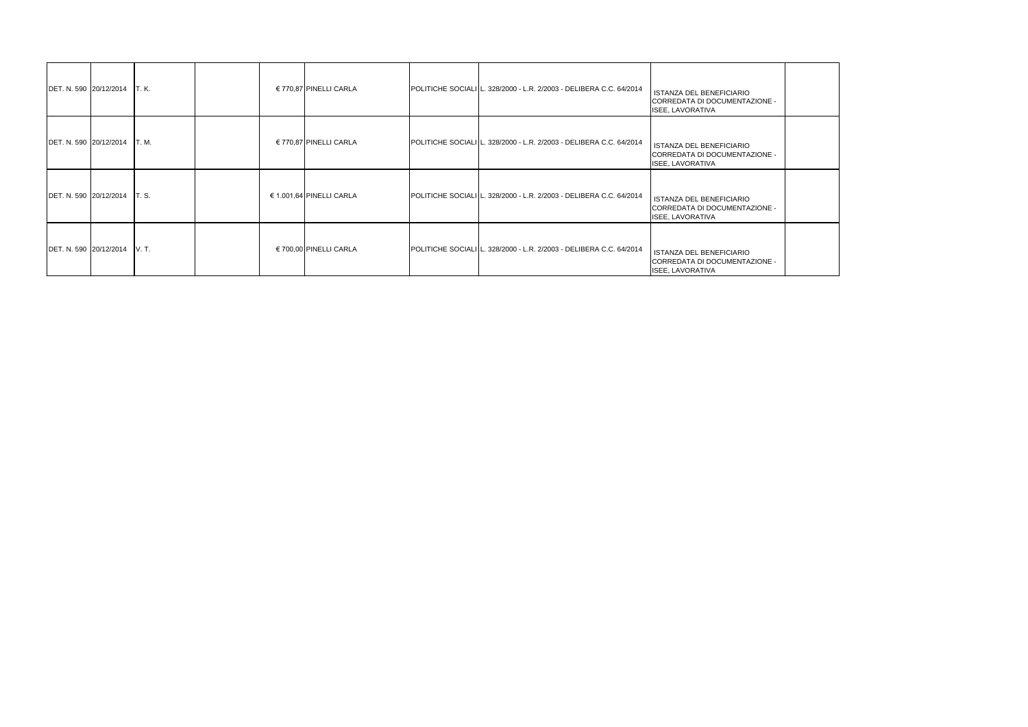| | | | | | | | | | | |
|---|---|---|---|---|---|---|---|---|---|---|
| DET. N. 590 | 20/12/2014 | T. K. | | | € 770,87 | PINELLI CARLA | POLITICHE SOCIALI | L. 328/2000 - L.R. 2/2003 - DELIBERA C.C. 64/2014 | ISTANZA DEL BENEFICIARIO CORREDATA DI DOCUMENTAZIONE - ISEE, LAVORATIVA | |
| DET. N. 590 | 20/12/2014 | T. M. | | | € 770,87 | PINELLI CARLA | POLITICHE SOCIALI | L. 328/2000 - L.R. 2/2003 - DELIBERA C.C. 64/2014 | ISTANZA DEL BENEFICIARIO CORREDATA DI DOCUMENTAZIONE - ISEE, LAVORATIVA | |
| DET. N. 590 | 20/12/2014 | T. S. | | | € 1.001,64 | PINELLI CARLA | POLITICHE SOCIALI | L. 328/2000 - L.R. 2/2003 - DELIBERA C.C. 64/2014 | ISTANZA DEL BENEFICIARIO CORREDATA DI DOCUMENTAZIONE - ISEE, LAVORATIVA | |
| DET. N. 590 | 20/12/2014 | V. T. | | | € 700,00 | PINELLI CARLA | POLITICHE SOCIALI | L. 328/2000 - L.R. 2/2003 - DELIBERA C.C. 64/2014 | ISTANZA DEL BENEFICIARIO CORREDATA DI DOCUMENTAZIONE - ISEE, LAVORATIVA | |